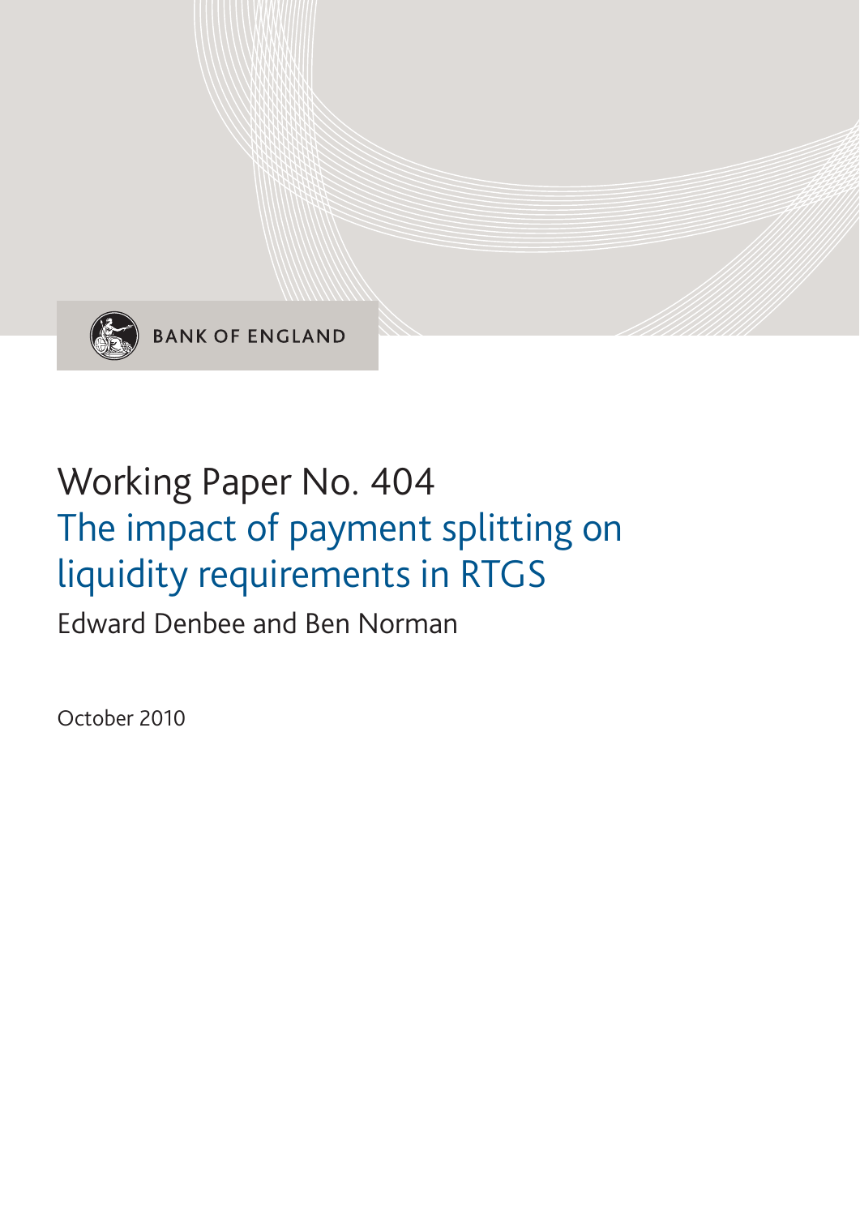BANK OF ENGLAND

# Working Paper No. 404
## The impact of payment splitting on liquidity requirements in RTGS

Edward Denbee and Ben Norman

October 2010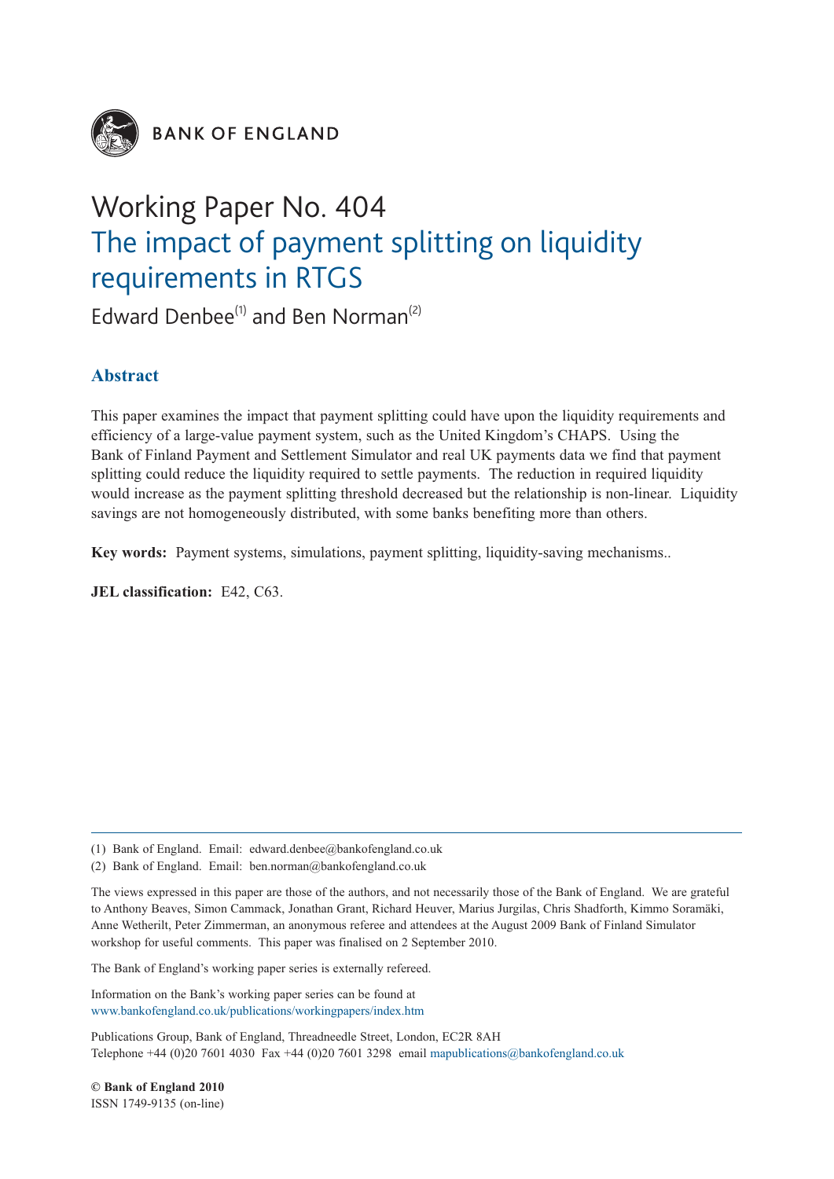BANK OF ENGLAND

# Working Paper No. 404
# The impact of payment splitting on liquidity requirements in RTGS

Edward Denbee[(1)] and Ben Norman[(2)]

## Abstract

This paper examines the impact that payment splitting could have upon the liquidity requirements and efficiency of a large-value payment system, such as the United Kingdom's CHAPS. Using the Bank of Finland Payment and Settlement Simulator and real UK payments data we find that payment splitting could reduce the liquidity required to settle payments. The reduction in required liquidity would increase as the payment splitting threshold decreased but the relationship is non-linear. Liquidity savings are not homogeneously distributed, with some banks benefiting more than others.

**Key words:** Payment systems, simulations, payment splitting, liquidity-saving mechanisms..

**JEL classification:** E42, C63.

---

(1) Bank of England. Email: edward.denbee@bankofengland.co.uk

(2) Bank of England. Email: ben.norman@bankofengland.co.uk

The views expressed in this paper are those of the authors, and not necessarily those of the Bank of England. We are grateful to Anthony Beaves, Simon Cammack, Jonathan Grant, Richard Heuver, Marius Jurgilas, Chris Shadforth, Kimmo Soramäki, Anne Wetherilt, Peter Zimmerman, an anonymous referee and attendees at the August 2009 Bank of Finland Simulator workshop for useful comments. This paper was finalised on 2 September 2010.

The Bank of England's working paper series is externally refereed.

Information on the Bank's working paper series can be found at www.bankofengland.co.uk/publications/workingpapers/index.htm

Publications Group, Bank of England, Threadneedle Street, London, EC2R 8AH
Telephone +44 (0)20 7601 4030 Fax +44 (0)20 7601 3298 email mapublications@bankofengland.co.uk

**© Bank of England 2010**
ISSN 1749-9135 (on-line)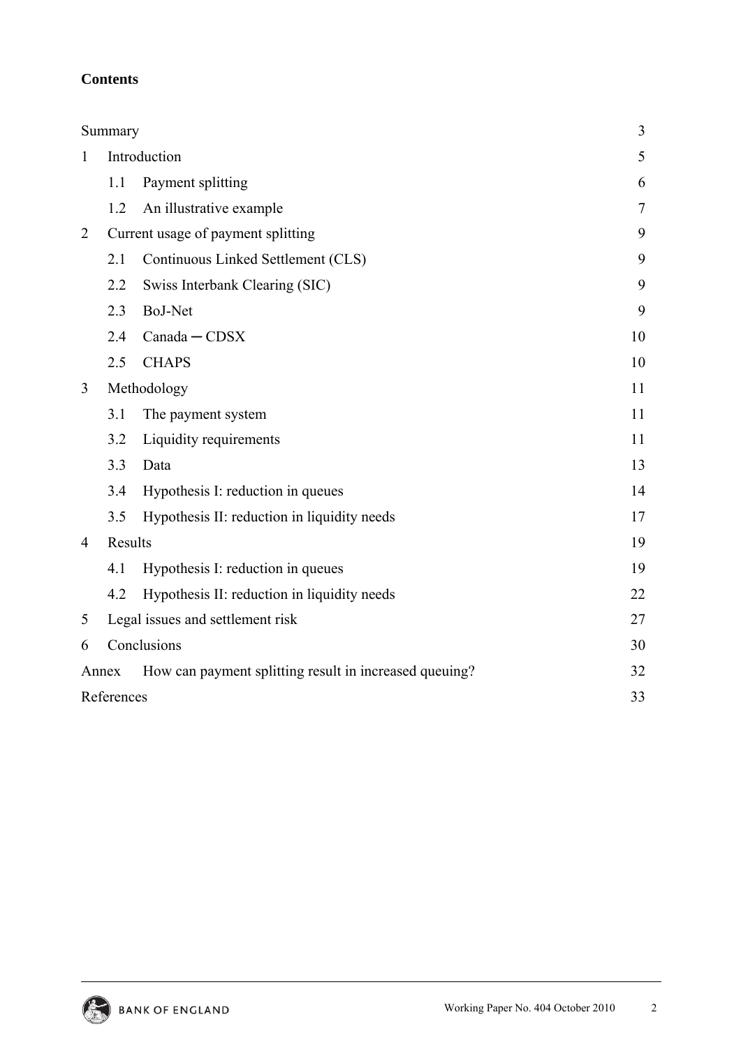## Contents

| | | |
|---|---|---|
| Summary | | 3 |
| 1 | Introduction | 5 |
| | 1.1 Payment splitting | 6 |
| | 1.2 An illustrative example | 7 |
| 2 | Current usage of payment splitting | 9 |
| | 2.1 Continuous Linked Settlement (CLS) | 9 |
| | 2.2 Swiss Interbank Clearing (SIC) | 9 |
| | 2.3 BoJ-Net | 9 |
| | 2.4 Canada ─ CDSX | 10 |
| | 2.5 CHAPS | 10 |
| 3 | Methodology | 11 |
| | 3.1 The payment system | 11 |
| | 3.2 Liquidity requirements | 11 |
| | 3.3 Data | 13 |
| | 3.4 Hypothesis I: reduction in queues | 14 |
| | 3.5 Hypothesis II: reduction in liquidity needs | 17 |
| 4 | Results | 19 |
| | 4.1 Hypothesis I: reduction in queues | 19 |
| | 4.2 Hypothesis II: reduction in liquidity needs | 22 |
| 5 | Legal issues and settlement risk | 27 |
| 6 | Conclusions | 30 |
| Annex | How can payment splitting result in increased queuing? | 32 |
| References | | 33 |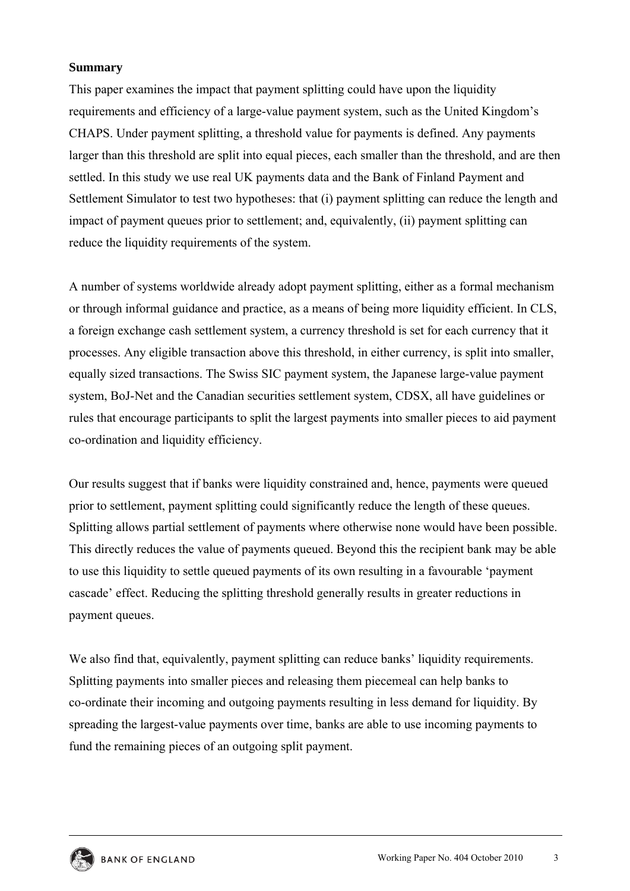**Summary**

This paper examines the impact that payment splitting could have upon the liquidity requirements and efficiency of a large-value payment system, such as the United Kingdom's CHAPS. Under payment splitting, a threshold value for payments is defined. Any payments larger than this threshold are split into equal pieces, each smaller than the threshold, and are then settled. In this study we use real UK payments data and the Bank of Finland Payment and Settlement Simulator to test two hypotheses: that (i) payment splitting can reduce the length and impact of payment queues prior to settlement; and, equivalently, (ii) payment splitting can reduce the liquidity requirements of the system.

A number of systems worldwide already adopt payment splitting, either as a formal mechanism or through informal guidance and practice, as a means of being more liquidity efficient. In CLS, a foreign exchange cash settlement system, a currency threshold is set for each currency that it processes. Any eligible transaction above this threshold, in either currency, is split into smaller, equally sized transactions. The Swiss SIC payment system, the Japanese large-value payment system, BoJ-Net and the Canadian securities settlement system, CDSX, all have guidelines or rules that encourage participants to split the largest payments into smaller pieces to aid payment co-ordination and liquidity efficiency.

Our results suggest that if banks were liquidity constrained and, hence, payments were queued prior to settlement, payment splitting could significantly reduce the length of these queues. Splitting allows partial settlement of payments where otherwise none would have been possible. This directly reduces the value of payments queued. Beyond this the recipient bank may be able to use this liquidity to settle queued payments of its own resulting in a favourable 'payment cascade' effect. Reducing the splitting threshold generally results in greater reductions in payment queues.

We also find that, equivalently, payment splitting can reduce banks' liquidity requirements. Splitting payments into smaller pieces and releasing them piecemeal can help banks to co-ordinate their incoming and outgoing payments resulting in less demand for liquidity. By spreading the largest-value payments over time, banks are able to use incoming payments to fund the remaining pieces of an outgoing split payment.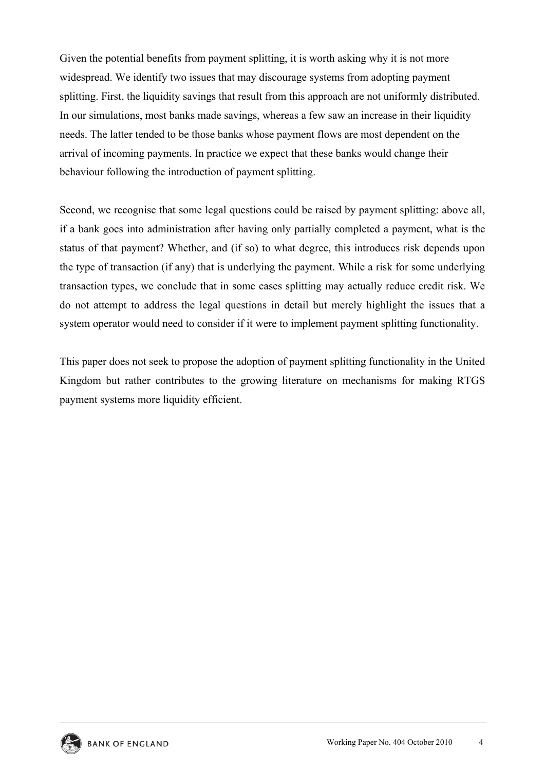Given the potential benefits from payment splitting, it is worth asking why it is not more widespread. We identify two issues that may discourage systems from adopting payment splitting. First, the liquidity savings that result from this approach are not uniformly distributed. In our simulations, most banks made savings, whereas a few saw an increase in their liquidity needs. The latter tended to be those banks whose payment flows are most dependent on the arrival of incoming payments. In practice we expect that these banks would change their behaviour following the introduction of payment splitting.

Second, we recognise that some legal questions could be raised by payment splitting: above all, if a bank goes into administration after having only partially completed a payment, what is the status of that payment? Whether, and (if so) to what degree, this introduces risk depends upon the type of transaction (if any) that is underlying the payment. While a risk for some underlying transaction types, we conclude that in some cases splitting may actually reduce credit risk. We do not attempt to address the legal questions in detail but merely highlight the issues that a system operator would need to consider if it were to implement payment splitting functionality.

This paper does not seek to propose the adoption of payment splitting functionality in the United Kingdom but rather contributes to the growing literature on mechanisms for making RTGS payment systems more liquidity efficient.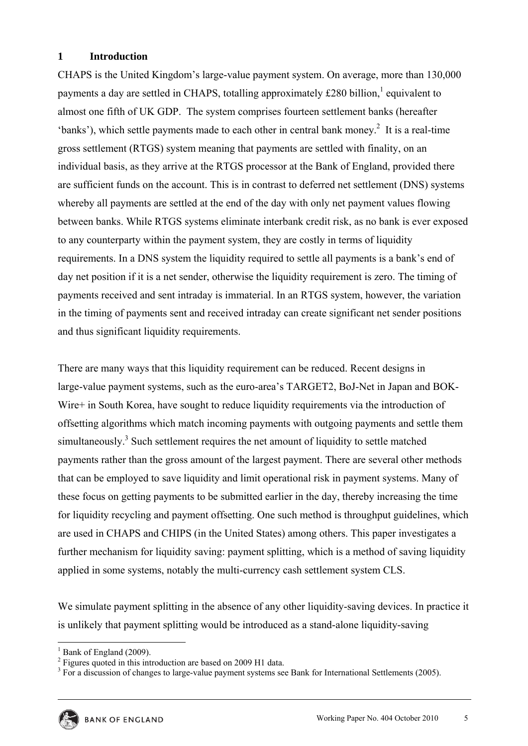# 1 Introduction

CHAPS is the United Kingdom's large-value payment system. On average, more than 130,000 payments a day are settled in CHAPS, totalling approximately £280 billion,[1] equivalent to almost one fifth of UK GDP. The system comprises fourteen settlement banks (hereafter 'banks'), which settle payments made to each other in central bank money.[2] It is a real-time gross settlement (RTGS) system meaning that payments are settled with finality, on an individual basis, as they arrive at the RTGS processor at the Bank of England, provided there are sufficient funds on the account. This is in contrast to deferred net settlement (DNS) systems whereby all payments are settled at the end of the day with only net payment values flowing between banks. While RTGS systems eliminate interbank credit risk, as no bank is ever exposed to any counterparty within the payment system, they are costly in terms of liquidity requirements. In a DNS system the liquidity required to settle all payments is a bank's end of day net position if it is a net sender, otherwise the liquidity requirement is zero. The timing of payments received and sent intraday is immaterial. In an RTGS system, however, the variation in the timing of payments sent and received intraday can create significant net sender positions and thus significant liquidity requirements.

There are many ways that this liquidity requirement can be reduced. Recent designs in large-value payment systems, such as the euro-area's TARGET2, BoJ-Net in Japan and BOK-Wire+ in South Korea, have sought to reduce liquidity requirements via the introduction of offsetting algorithms which match incoming payments with outgoing payments and settle them simultaneously.[3] Such settlement requires the net amount of liquidity to settle matched payments rather than the gross amount of the largest payment. There are several other methods that can be employed to save liquidity and limit operational risk in payment systems. Many of these focus on getting payments to be submitted earlier in the day, thereby increasing the time for liquidity recycling and payment offsetting. One such method is throughput guidelines, which are used in CHAPS and CHIPS (in the United States) among others. This paper investigates a further mechanism for liquidity saving: payment splitting, which is a method of saving liquidity applied in some systems, notably the multi-currency cash settlement system CLS.

We simulate payment splitting in the absence of any other liquidity-saving devices. In practice it is unlikely that payment splitting would be introduced as a stand-alone liquidity-saving

[1] Bank of England (2009).

[2] Figures quoted in this introduction are based on 2009 H1 data.

[3] For a discussion of changes to large-value payment systems see Bank for International Settlements (2005).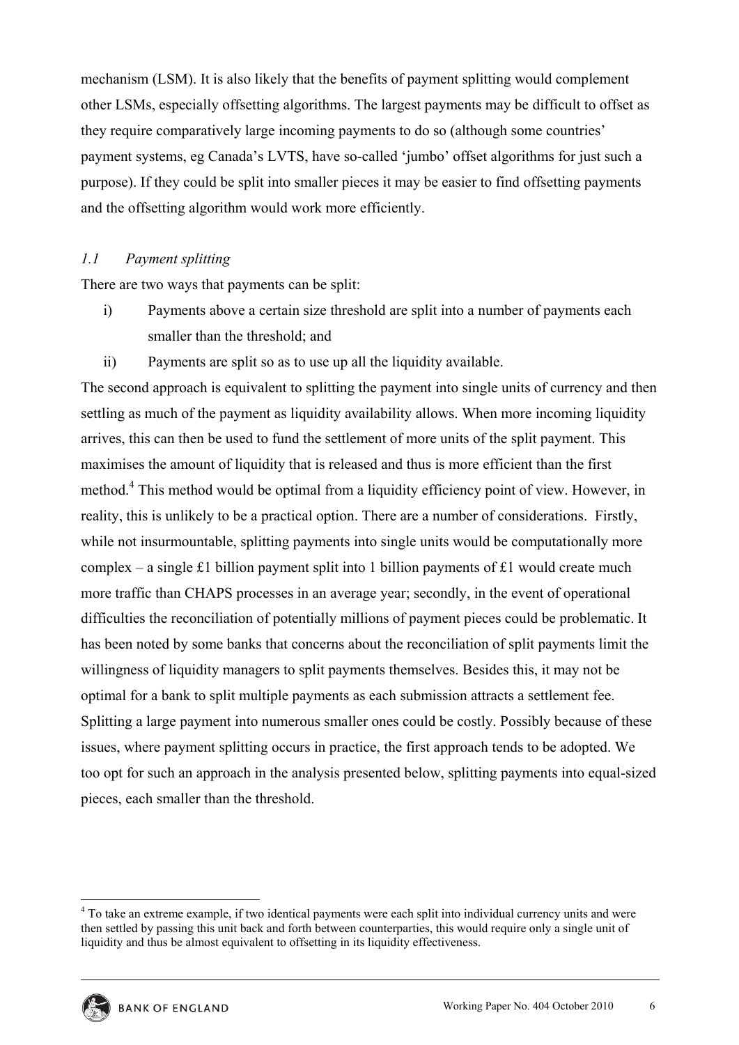mechanism (LSM). It is also likely that the benefits of payment splitting would complement other LSMs, especially offsetting algorithms. The largest payments may be difficult to offset as they require comparatively large incoming payments to do so (although some countries' payment systems, eg Canada's LVTS, have so-called 'jumbo' offset algorithms for just such a purpose). If they could be split into smaller pieces it may be easier to find offsetting payments and the offsetting algorithm would work more efficiently.

### *1.1 Payment splitting*

There are two ways that payments can be split:

i) Payments above a certain size threshold are split into a number of payments each smaller than the threshold; and

ii) Payments are split so as to use up all the liquidity available.

The second approach is equivalent to splitting the payment into single units of currency and then settling as much of the payment as liquidity availability allows. When more incoming liquidity arrives, this can then be used to fund the settlement of more units of the split payment. This maximises the amount of liquidity that is released and thus is more efficient than the first method.[4] This method would be optimal from a liquidity efficiency point of view. However, in reality, this is unlikely to be a practical option. There are a number of considerations. Firstly, while not insurmountable, splitting payments into single units would be computationally more complex – a single £1 billion payment split into 1 billion payments of £1 would create much more traffic than CHAPS processes in an average year; secondly, in the event of operational difficulties the reconciliation of potentially millions of payment pieces could be problematic. It has been noted by some banks that concerns about the reconciliation of split payments limit the willingness of liquidity managers to split payments themselves. Besides this, it may not be optimal for a bank to split multiple payments as each submission attracts a settlement fee. Splitting a large payment into numerous smaller ones could be costly. Possibly because of these issues, where payment splitting occurs in practice, the first approach tends to be adopted. We too opt for such an approach in the analysis presented below, splitting payments into equal-sized pieces, each smaller than the threshold.

---

[4] To take an extreme example, if two identical payments were each split into individual currency units and were then settled by passing this unit back and forth between counterparties, this would require only a single unit of liquidity and thus be almost equivalent to offsetting in its liquidity effectiveness.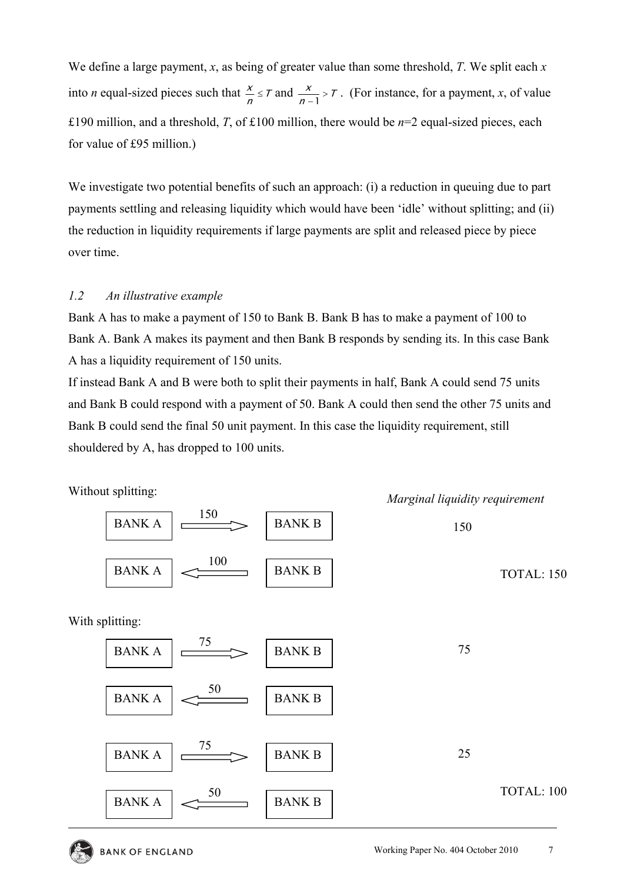We define a large payment, $x$, as being of greater value than some threshold, $T$. We split each $x$ into $n$ equal-sized pieces such that $\frac{x}{n} \leq T$ and $\frac{x}{n-1} > T$. (For instance, for a payment, $x$, of value £190 million, and a threshold, $T$, of £100 million, there would be $n$=2 equal-sized pieces, each for value of £95 million.)

We investigate two potential benefits of such an approach: (i) a reduction in queuing due to part payments settling and releasing liquidity which would have been 'idle' without splitting; and (ii) the reduction in liquidity requirements if large payments are split and released piece by piece over time.

### *1.2 An illustrative example*

Bank A has to make a payment of 150 to Bank B. Bank B has to make a payment of 100 to Bank A. Bank A makes its payment and then Bank B responds by sending its. In this case Bank A has a liquidity requirement of 150 units.

If instead Bank A and B were both to split their payments in half, Bank A could send 75 units and Bank B could respond with a payment of 50. Bank A could then send the other 75 units and Bank B could send the final 50 unit payment. In this case the liquidity requirement, still shouldered by A, has dropped to 100 units.

Without splitting:

| Payment | | | *Marginal liquidity requirement* | |
|---|---|---|---|---|
| BANK A | 150 ⟹ | BANK B | 150 | |
| BANK A | ⟸ 100 | BANK B | | TOTAL: 150 |

With splitting:

| Payment | | | *Marginal liquidity requirement* | |
|---|---|---|---|---|
| BANK A | 75 ⟹ | BANK B | 75 | |
| BANK A | ⟸ 50 | BANK B | | |
| BANK A | 75 ⟹ | BANK B | 25 | |
| BANK A | ⟸ 50 | BANK B | | TOTAL: 100 |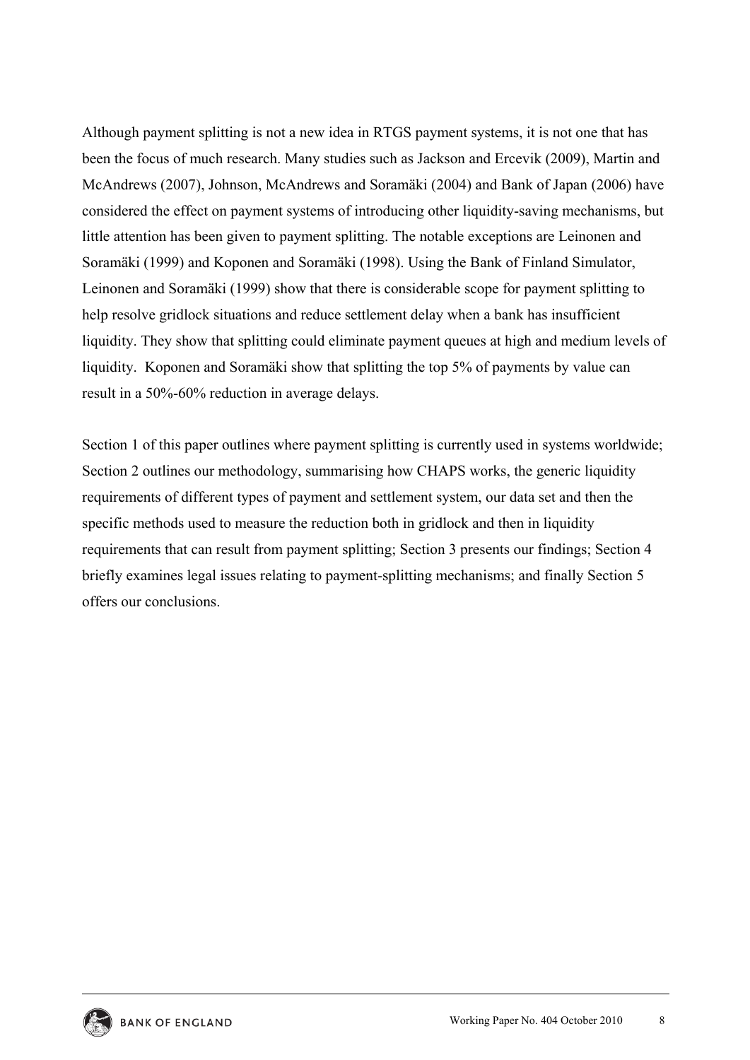Although payment splitting is not a new idea in RTGS payment systems, it is not one that has been the focus of much research. Many studies such as Jackson and Ercevik (2009), Martin and McAndrews (2007), Johnson, McAndrews and Soramäki (2004) and Bank of Japan (2006) have considered the effect on payment systems of introducing other liquidity-saving mechanisms, but little attention has been given to payment splitting. The notable exceptions are Leinonen and Soramäki (1999) and Koponen and Soramäki (1998). Using the Bank of Finland Simulator, Leinonen and Soramäki (1999) show that there is considerable scope for payment splitting to help resolve gridlock situations and reduce settlement delay when a bank has insufficient liquidity. They show that splitting could eliminate payment queues at high and medium levels of liquidity. Koponen and Soramäki show that splitting the top 5% of payments by value can result in a 50%-60% reduction in average delays.

Section 1 of this paper outlines where payment splitting is currently used in systems worldwide; Section 2 outlines our methodology, summarising how CHAPS works, the generic liquidity requirements of different types of payment and settlement system, our data set and then the specific methods used to measure the reduction both in gridlock and then in liquidity requirements that can result from payment splitting; Section 3 presents our findings; Section 4 briefly examines legal issues relating to payment-splitting mechanisms; and finally Section 5 offers our conclusions.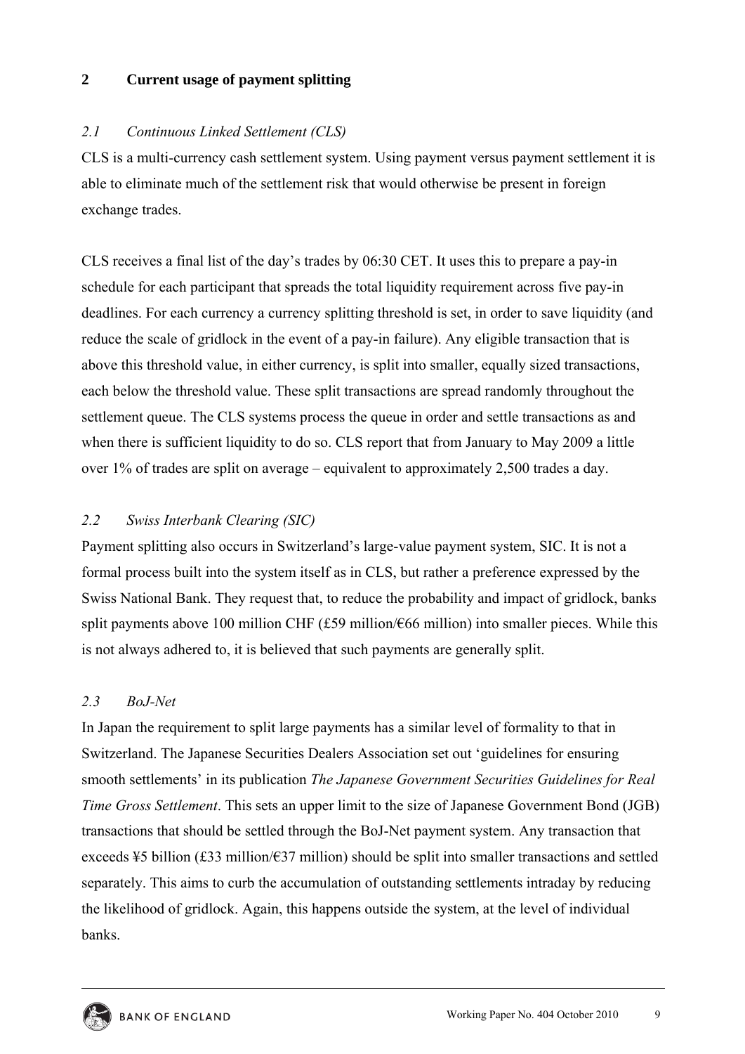## 2 Current usage of payment splitting

### *2.1 Continuous Linked Settlement (CLS)*

CLS is a multi-currency cash settlement system. Using payment versus payment settlement it is able to eliminate much of the settlement risk that would otherwise be present in foreign exchange trades.

CLS receives a final list of the day's trades by 06:30 CET. It uses this to prepare a pay-in schedule for each participant that spreads the total liquidity requirement across five pay-in deadlines. For each currency a currency splitting threshold is set, in order to save liquidity (and reduce the scale of gridlock in the event of a pay-in failure). Any eligible transaction that is above this threshold value, in either currency, is split into smaller, equally sized transactions, each below the threshold value. These split transactions are spread randomly throughout the settlement queue. The CLS systems process the queue in order and settle transactions as and when there is sufficient liquidity to do so. CLS report that from January to May 2009 a little over 1% of trades are split on average – equivalent to approximately 2,500 trades a day.

### *2.2 Swiss Interbank Clearing (SIC)*

Payment splitting also occurs in Switzerland's large-value payment system, SIC. It is not a formal process built into the system itself as in CLS, but rather a preference expressed by the Swiss National Bank. They request that, to reduce the probability and impact of gridlock, banks split payments above 100 million CHF (£59 million/€66 million) into smaller pieces. While this is not always adhered to, it is believed that such payments are generally split.

### *2.3 BoJ-Net*

In Japan the requirement to split large payments has a similar level of formality to that in Switzerland. The Japanese Securities Dealers Association set out 'guidelines for ensuring smooth settlements' in its publication *The Japanese Government Securities Guidelines for Real Time Gross Settlement*. This sets an upper limit to the size of Japanese Government Bond (JGB) transactions that should be settled through the BoJ-Net payment system. Any transaction that exceeds ¥5 billion (£33 million/€37 million) should be split into smaller transactions and settled separately. This aims to curb the accumulation of outstanding settlements intraday by reducing the likelihood of gridlock. Again, this happens outside the system, at the level of individual banks.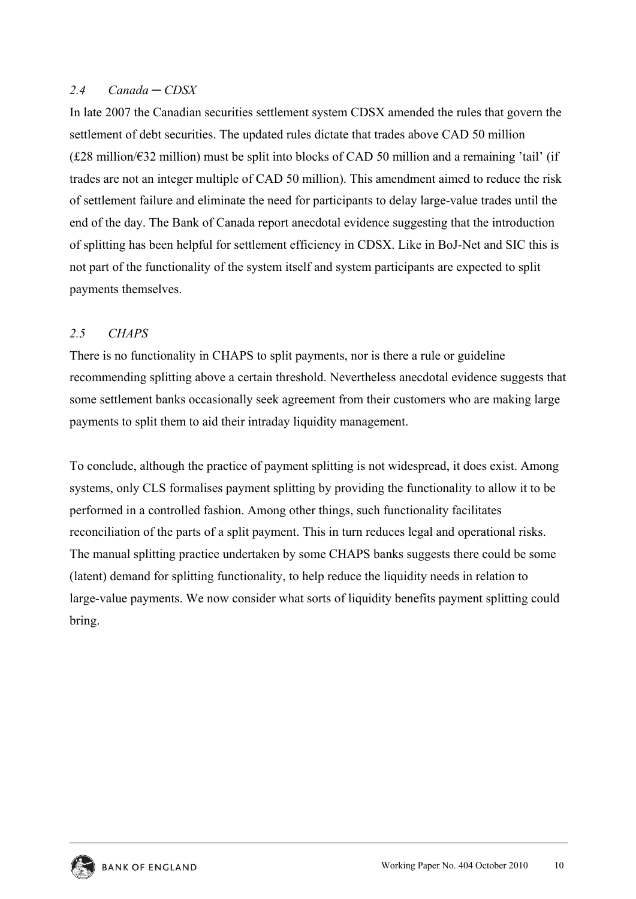### *2.4 Canada ─ CDSX*

In late 2007 the Canadian securities settlement system CDSX amended the rules that govern the settlement of debt securities. The updated rules dictate that trades above CAD 50 million (£28 million/€32 million) must be split into blocks of CAD 50 million and a remaining 'tail' (if trades are not an integer multiple of CAD 50 million). This amendment aimed to reduce the risk of settlement failure and eliminate the need for participants to delay large-value trades until the end of the day. The Bank of Canada report anecdotal evidence suggesting that the introduction of splitting has been helpful for settlement efficiency in CDSX. Like in BoJ-Net and SIC this is not part of the functionality of the system itself and system participants are expected to split payments themselves.

### *2.5 CHAPS*

There is no functionality in CHAPS to split payments, nor is there a rule or guideline recommending splitting above a certain threshold. Nevertheless anecdotal evidence suggests that some settlement banks occasionally seek agreement from their customers who are making large payments to split them to aid their intraday liquidity management.

To conclude, although the practice of payment splitting is not widespread, it does exist. Among systems, only CLS formalises payment splitting by providing the functionality to allow it to be performed in a controlled fashion. Among other things, such functionality facilitates reconciliation of the parts of a split payment. This in turn reduces legal and operational risks. The manual splitting practice undertaken by some CHAPS banks suggests there could be some (latent) demand for splitting functionality, to help reduce the liquidity needs in relation to large-value payments. We now consider what sorts of liquidity benefits payment splitting could bring.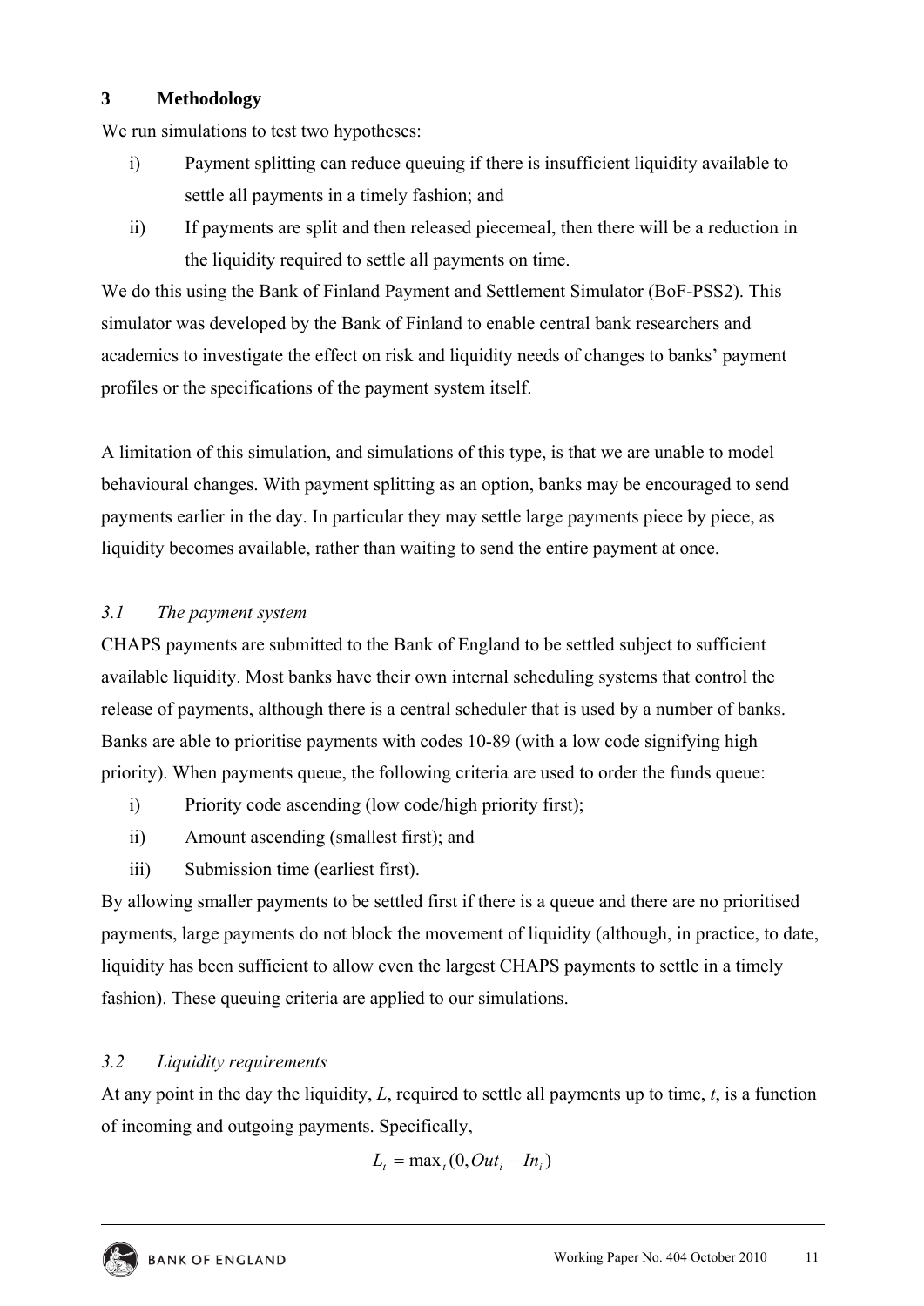## 3 Methodology

We run simulations to test two hypotheses:

i) Payment splitting can reduce queuing if there is insufficient liquidity available to settle all payments in a timely fashion; and

ii) If payments are split and then released piecemeal, then there will be a reduction in the liquidity required to settle all payments on time.

We do this using the Bank of Finland Payment and Settlement Simulator (BoF-PSS2). This simulator was developed by the Bank of Finland to enable central bank researchers and academics to investigate the effect on risk and liquidity needs of changes to banks' payment profiles or the specifications of the payment system itself.

A limitation of this simulation, and simulations of this type, is that we are unable to model behavioural changes. With payment splitting as an option, banks may be encouraged to send payments earlier in the day. In particular they may settle large payments piece by piece, as liquidity becomes available, rather than waiting to send the entire payment at once.

### *3.1 The payment system*

CHAPS payments are submitted to the Bank of England to be settled subject to sufficient available liquidity. Most banks have their own internal scheduling systems that control the release of payments, although there is a central scheduler that is used by a number of banks. Banks are able to prioritise payments with codes 10-89 (with a low code signifying high priority). When payments queue, the following criteria are used to order the funds queue:

i) Priority code ascending (low code/high priority first);

ii) Amount ascending (smallest first); and

iii) Submission time (earliest first).

By allowing smaller payments to be settled first if there is a queue and there are no prioritised payments, large payments do not block the movement of liquidity (although, in practice, to date, liquidity has been sufficient to allow even the largest CHAPS payments to settle in a timely fashion). These queuing criteria are applied to our simulations.

### *3.2 Liquidity requirements*

At any point in the day the liquidity, $L$, required to settle all payments up to time, $t$, is a function of incoming and outgoing payments. Specifically,

$$L_t = \max_t(0, Out_i - In_i)$$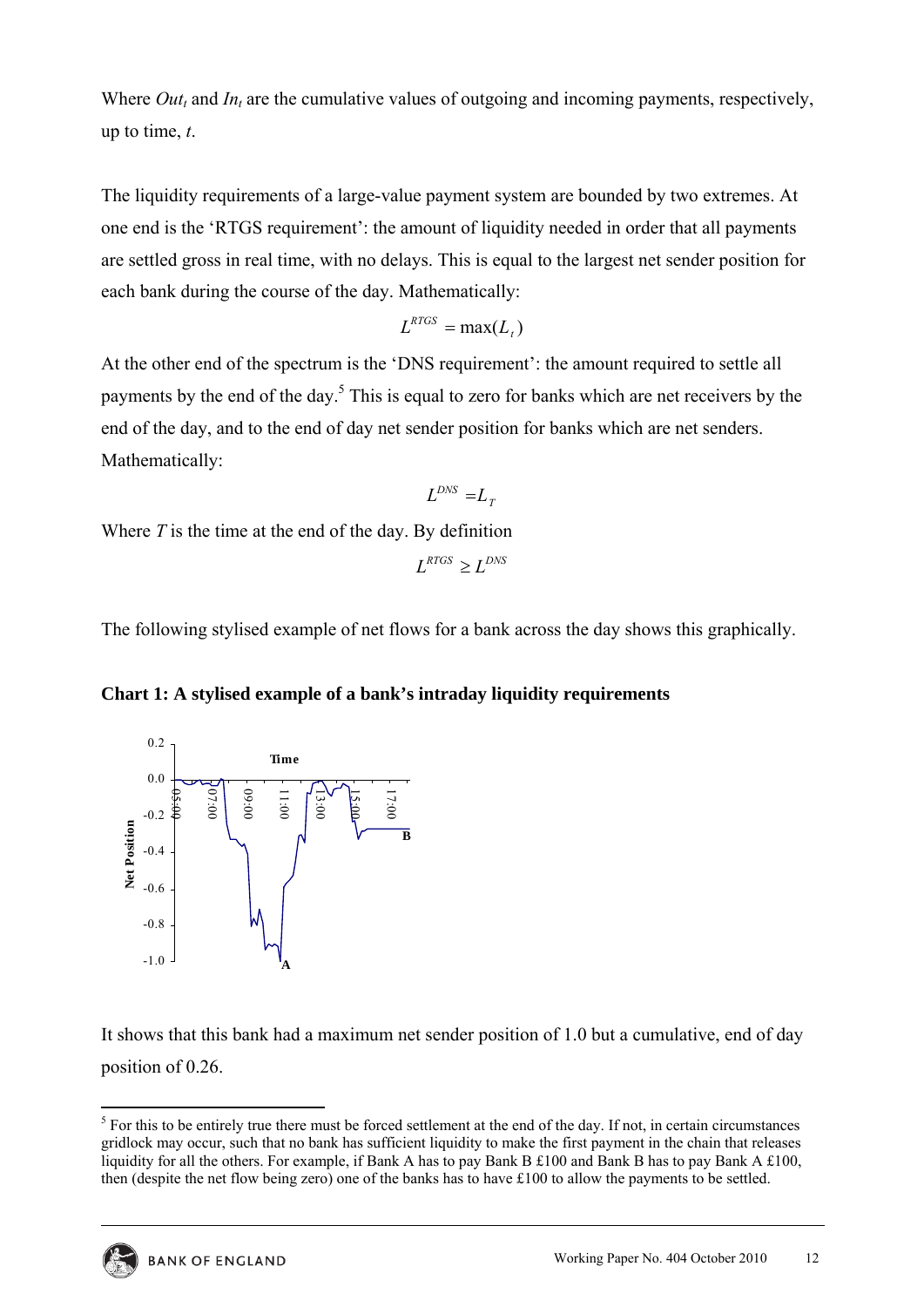Where $Out_t$ and $In_t$ are the cumulative values of outgoing and incoming payments, respectively, up to time, $t$.

The liquidity requirements of a large-value payment system are bounded by two extremes. At one end is the 'RTGS requirement': the amount of liquidity needed in order that all payments are settled gross in real time, with no delays. This is equal to the largest net sender position for each bank during the course of the day. Mathematically:

$$L^{RTGS} = \max(L_t)$$

At the other end of the spectrum is the 'DNS requirement': the amount required to settle all payments by the end of the day.[5] This is equal to zero for banks which are net receivers by the end of the day, and to the end of day net sender position for banks which are net senders. Mathematically:

$$L^{DNS} = L_T$$

Where $T$ is the time at the end of the day. By definition

$$L^{RTGS} \geq L^{DNS}$$

The following stylised example of net flows for a bank across the day shows this graphically.

**Chart 1: A stylised example of a bank's intraday liquidity requirements**

It shows that this bank had a maximum net sender position of 1.0 but a cumulative, end of day position of 0.26.

[5] For this to be entirely true there must be forced settlement at the end of the day. If not, in certain circumstances gridlock may occur, such that no bank has sufficient liquidity to make the first payment in the chain that releases liquidity for all the others. For example, if Bank A has to pay Bank B £100 and Bank B has to pay Bank A £100, then (despite the net flow being zero) one of the banks has to have £100 to allow the payments to be settled.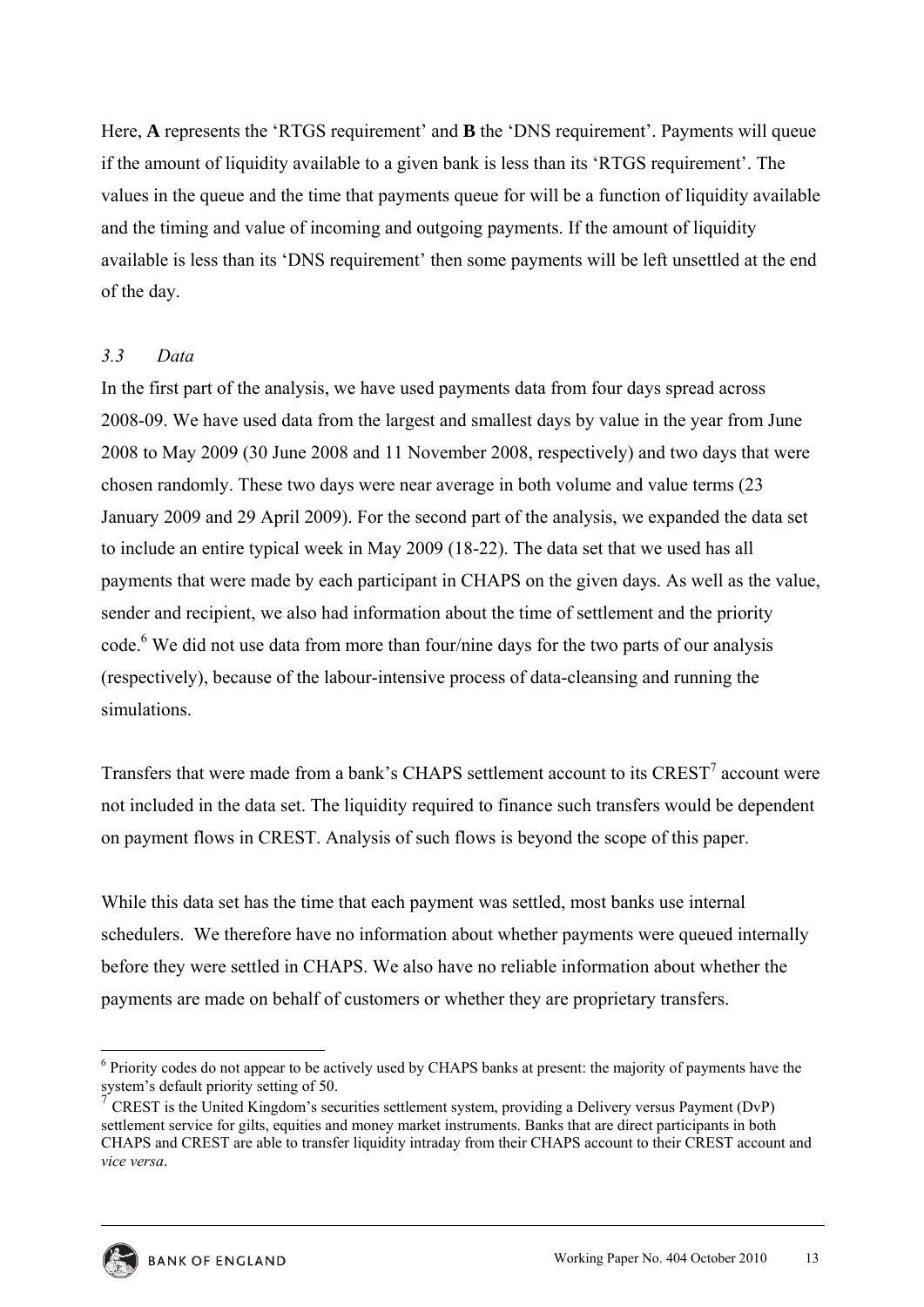Here, **A** represents the 'RTGS requirement' and **B** the 'DNS requirement'. Payments will queue if the amount of liquidity available to a given bank is less than its 'RTGS requirement'. The values in the queue and the time that payments queue for will be a function of liquidity available and the timing and value of incoming and outgoing payments. If the amount of liquidity available is less than its 'DNS requirement' then some payments will be left unsettled at the end of the day.

### *3.3 Data*

In the first part of the analysis, we have used payments data from four days spread across 2008-09. We have used data from the largest and smallest days by value in the year from June 2008 to May 2009 (30 June 2008 and 11 November 2008, respectively) and two days that were chosen randomly. These two days were near average in both volume and value terms (23 January 2009 and 29 April 2009). For the second part of the analysis, we expanded the data set to include an entire typical week in May 2009 (18-22). The data set that we used has all payments that were made by each participant in CHAPS on the given days. As well as the value, sender and recipient, we also had information about the time of settlement and the priority code.[6] We did not use data from more than four/nine days for the two parts of our analysis (respectively), because of the labour-intensive process of data-cleansing and running the simulations.

Transfers that were made from a bank's CHAPS settlement account to its CREST[7] account were not included in the data set. The liquidity required to finance such transfers would be dependent on payment flows in CREST. Analysis of such flows is beyond the scope of this paper.

While this data set has the time that each payment was settled, most banks use internal schedulers. We therefore have no information about whether payments were queued internally before they were settled in CHAPS. We also have no reliable information about whether the payments are made on behalf of customers or whether they are proprietary transfers.

---

[6] Priority codes do not appear to be actively used by CHAPS banks at present: the majority of payments have the system's default priority setting of 50.

[7] CREST is the United Kingdom's securities settlement system, providing a Delivery versus Payment (DvP) settlement service for gilts, equities and money market instruments. Banks that are direct participants in both CHAPS and CREST are able to transfer liquidity intraday from their CHAPS account to their CREST account and *vice versa*.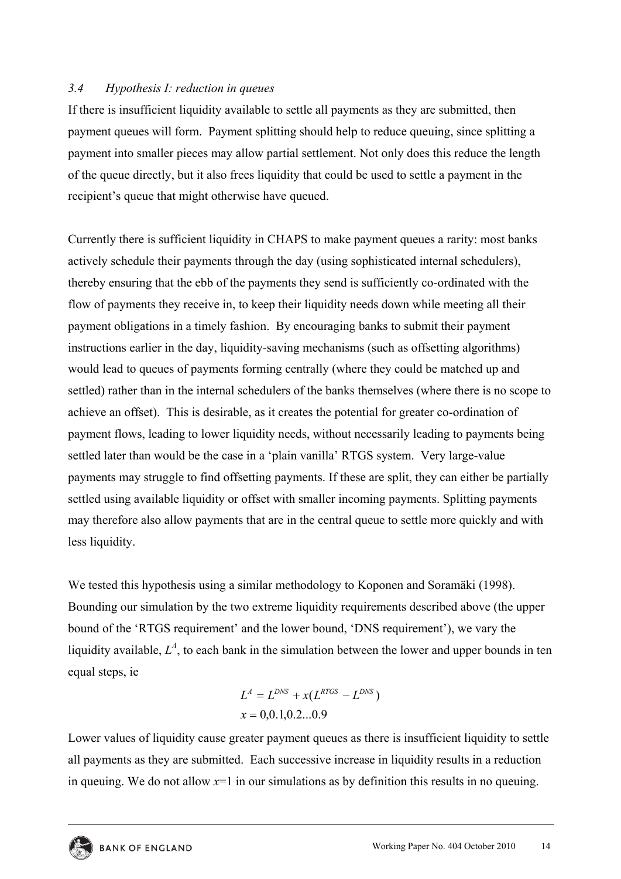### *3.4 Hypothesis I: reduction in queues*

If there is insufficient liquidity available to settle all payments as they are submitted, then payment queues will form. Payment splitting should help to reduce queuing, since splitting a payment into smaller pieces may allow partial settlement. Not only does this reduce the length of the queue directly, but it also frees liquidity that could be used to settle a payment in the recipient's queue that might otherwise have queued.

Currently there is sufficient liquidity in CHAPS to make payment queues a rarity: most banks actively schedule their payments through the day (using sophisticated internal schedulers), thereby ensuring that the ebb of the payments they send is sufficiently co-ordinated with the flow of payments they receive in, to keep their liquidity needs down while meeting all their payment obligations in a timely fashion. By encouraging banks to submit their payment instructions earlier in the day, liquidity-saving mechanisms (such as offsetting algorithms) would lead to queues of payments forming centrally (where they could be matched up and settled) rather than in the internal schedulers of the banks themselves (where there is no scope to achieve an offset). This is desirable, as it creates the potential for greater co-ordination of payment flows, leading to lower liquidity needs, without necessarily leading to payments being settled later than would be the case in a 'plain vanilla' RTGS system. Very large-value payments may struggle to find offsetting payments. If these are split, they can either be partially settled using available liquidity or offset with smaller incoming payments. Splitting payments may therefore also allow payments that are in the central queue to settle more quickly and with less liquidity.

We tested this hypothesis using a similar methodology to Koponen and Soramäki (1998). Bounding our simulation by the two extreme liquidity requirements described above (the upper bound of the 'RTGS requirement' and the lower bound, 'DNS requirement'), we vary the liquidity available, $L^A$, to each bank in the simulation between the lower and upper bounds in ten equal steps, ie

$$L^A = L^{DNS} + x(L^{RTGS} - L^{DNS})$$
$$x = 0, 0.1, 0.2 \ldots 0.9$$

Lower values of liquidity cause greater payment queues as there is insufficient liquidity to settle all payments as they are submitted. Each successive increase in liquidity results in a reduction in queuing. We do not allow $x=1$ in our simulations as by definition this results in no queuing.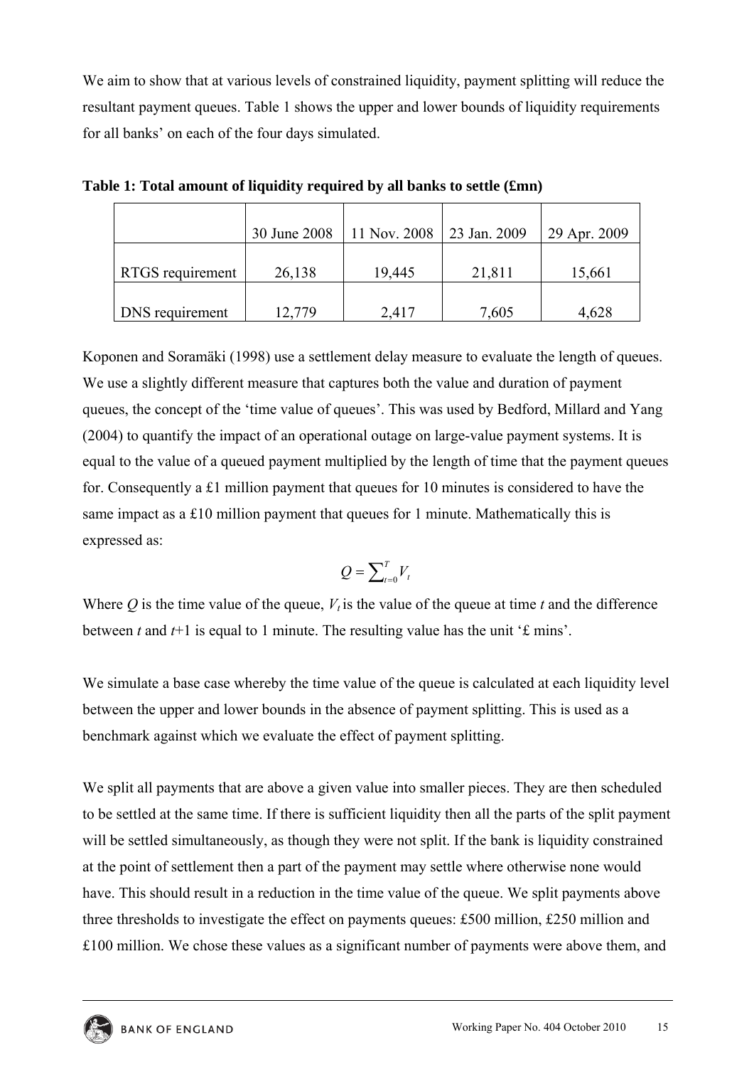We aim to show that at various levels of constrained liquidity, payment splitting will reduce the resultant payment queues. Table 1 shows the upper and lower bounds of liquidity requirements for all banks' on each of the four days simulated.

**Table 1: Total amount of liquidity required by all banks to settle (£mn)**

| | 30 June 2008 | 11 Nov. 2008 | 23 Jan. 2009 | 29 Apr. 2009 |
|---|---|---|---|---|
| RTGS requirement | 26,138 | 19,445 | 21,811 | 15,661 |
| DNS requirement | 12,779 | 2,417 | 7,605 | 4,628 |

Koponen and Soramäki (1998) use a settlement delay measure to evaluate the length of queues. We use a slightly different measure that captures both the value and duration of payment queues, the concept of the 'time value of queues'. This was used by Bedford, Millard and Yang (2004) to quantify the impact of an operational outage on large-value payment systems. It is equal to the value of a queued payment multiplied by the length of time that the payment queues for. Consequently a £1 million payment that queues for 10 minutes is considered to have the same impact as a £10 million payment that queues for 1 minute. Mathematically this is expressed as:

$$Q = \sum_{t=0}^{T} V_t$$

Where $Q$ is the time value of the queue, $V_t$ is the value of the queue at time $t$ and the difference between $t$ and $t$+1 is equal to 1 minute. The resulting value has the unit '£ mins'.

We simulate a base case whereby the time value of the queue is calculated at each liquidity level between the upper and lower bounds in the absence of payment splitting. This is used as a benchmark against which we evaluate the effect of payment splitting.

We split all payments that are above a given value into smaller pieces. They are then scheduled to be settled at the same time. If there is sufficient liquidity then all the parts of the split payment will be settled simultaneously, as though they were not split. If the bank is liquidity constrained at the point of settlement then a part of the payment may settle where otherwise none would have. This should result in a reduction in the time value of the queue. We split payments above three thresholds to investigate the effect on payments queues: £500 million, £250 million and £100 million. We chose these values as a significant number of payments were above them, and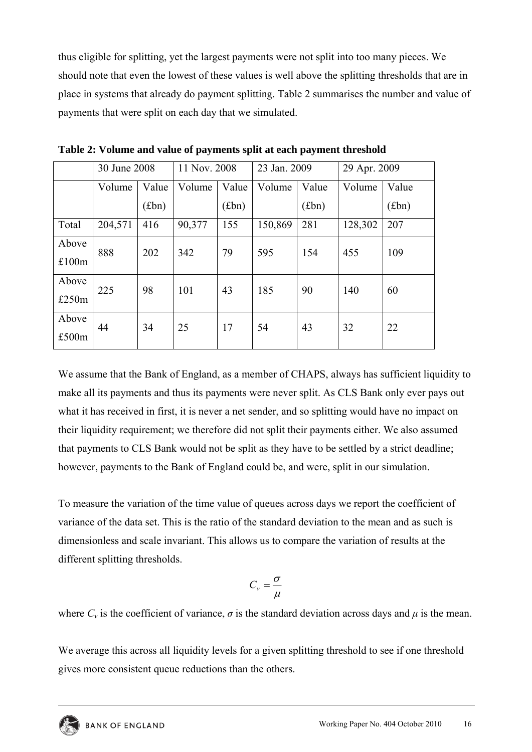thus eligible for splitting, yet the largest payments were not split into too many pieces. We should note that even the lowest of these values is well above the splitting thresholds that are in place in systems that already do payment splitting. Table 2 summarises the number and value of payments that were split on each day that we simulated.

**Table 2: Volume and value of payments split at each payment threshold**

| | 30 June 2008 | | 11 Nov. 2008 | | 23 Jan. 2009 | | 29 Apr. 2009 | |
|---|---|---|---|---|---|---|---|---|
| | Volume | Value (£bn) | Volume | Value (£bn) | Volume | Value (£bn) | Volume | Value (£bn) |
| Total | 204,571 | 416 | 90,377 | 155 | 150,869 | 281 | 128,302 | 207 |
| Above £100m | 888 | 202 | 342 | 79 | 595 | 154 | 455 | 109 |
| Above £250m | 225 | 98 | 101 | 43 | 185 | 90 | 140 | 60 |
| Above £500m | 44 | 34 | 25 | 17 | 54 | 43 | 32 | 22 |

We assume that the Bank of England, as a member of CHAPS, always has sufficient liquidity to make all its payments and thus its payments were never split. As CLS Bank only ever pays out what it has received in first, it is never a net sender, and so splitting would have no impact on their liquidity requirement; we therefore did not split their payments either. We also assumed that payments to CLS Bank would not be split as they have to be settled by a strict deadline; however, payments to the Bank of England could be, and were, split in our simulation.

To measure the variation of the time value of queues across days we report the coefficient of variance of the data set. This is the ratio of the standard deviation to the mean and as such is dimensionless and scale invariant. This allows us to compare the variation of results at the different splitting thresholds.

$$C_v = \frac{\sigma}{\mu}$$

where $C_v$ is the coefficient of variance, $\sigma$ is the standard deviation across days and $\mu$ is the mean.

We average this across all liquidity levels for a given splitting threshold to see if one threshold gives more consistent queue reductions than the others.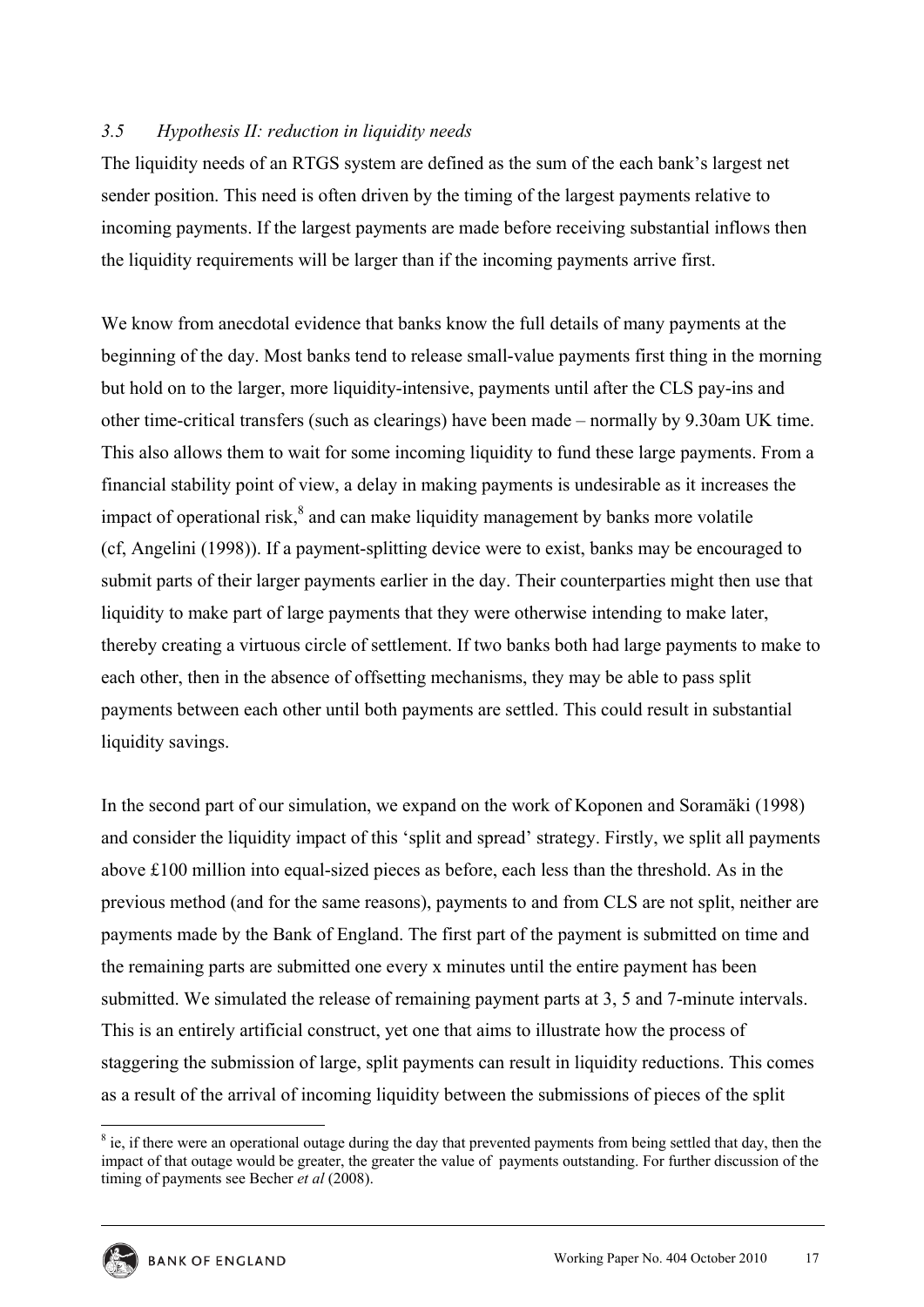### *3.5 Hypothesis II: reduction in liquidity needs*

The liquidity needs of an RTGS system are defined as the sum of the each bank's largest net sender position. This need is often driven by the timing of the largest payments relative to incoming payments. If the largest payments are made before receiving substantial inflows then the liquidity requirements will be larger than if the incoming payments arrive first.

We know from anecdotal evidence that banks know the full details of many payments at the beginning of the day. Most banks tend to release small-value payments first thing in the morning but hold on to the larger, more liquidity-intensive, payments until after the CLS pay-ins and other time-critical transfers (such as clearings) have been made – normally by 9.30am UK time. This also allows them to wait for some incoming liquidity to fund these large payments. From a financial stability point of view, a delay in making payments is undesirable as it increases the impact of operational risk,[8] and can make liquidity management by banks more volatile (cf, Angelini (1998)). If a payment-splitting device were to exist, banks may be encouraged to submit parts of their larger payments earlier in the day. Their counterparties might then use that liquidity to make part of large payments that they were otherwise intending to make later, thereby creating a virtuous circle of settlement. If two banks both had large payments to make to each other, then in the absence of offsetting mechanisms, they may be able to pass split payments between each other until both payments are settled. This could result in substantial liquidity savings.

In the second part of our simulation, we expand on the work of Koponen and Soramäki (1998) and consider the liquidity impact of this 'split and spread' strategy. Firstly, we split all payments above £100 million into equal-sized pieces as before, each less than the threshold. As in the previous method (and for the same reasons), payments to and from CLS are not split, neither are payments made by the Bank of England. The first part of the payment is submitted on time and the remaining parts are submitted one every x minutes until the entire payment has been submitted. We simulated the release of remaining payment parts at 3, 5 and 7-minute intervals. This is an entirely artificial construct, yet one that aims to illustrate how the process of staggering the submission of large, split payments can result in liquidity reductions. This comes as a result of the arrival of incoming liquidity between the submissions of pieces of the split

[8] ie, if there were an operational outage during the day that prevented payments from being settled that day, then the impact of that outage would be greater, the greater the value of payments outstanding. For further discussion of the timing of payments see Becher *et al* (2008).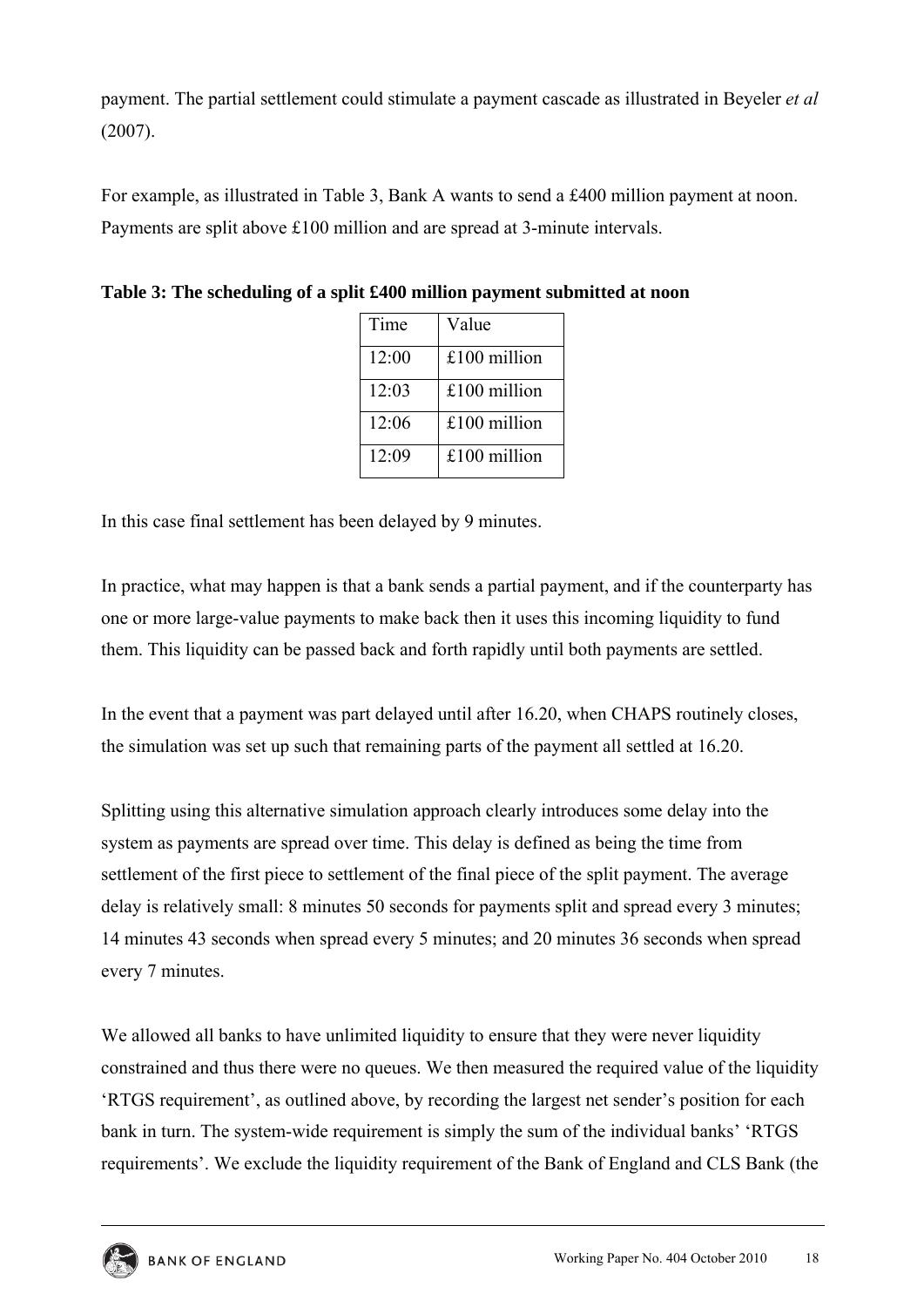payment. The partial settlement could stimulate a payment cascade as illustrated in Beyeler *et al* (2007).

For example, as illustrated in Table 3, Bank A wants to send a £400 million payment at noon. Payments are split above £100 million and are spread at 3-minute intervals.

**Table 3: The scheduling of a split £400 million payment submitted at noon**

| Time | Value |
|---|---|
| 12:00 | £100 million |
| 12:03 | £100 million |
| 12:06 | £100 million |
| 12:09 | £100 million |

In this case final settlement has been delayed by 9 minutes.

In practice, what may happen is that a bank sends a partial payment, and if the counterparty has one or more large-value payments to make back then it uses this incoming liquidity to fund them. This liquidity can be passed back and forth rapidly until both payments are settled.

In the event that a payment was part delayed until after 16.20, when CHAPS routinely closes, the simulation was set up such that remaining parts of the payment all settled at 16.20.

Splitting using this alternative simulation approach clearly introduces some delay into the system as payments are spread over time. This delay is defined as being the time from settlement of the first piece to settlement of the final piece of the split payment. The average delay is relatively small: 8 minutes 50 seconds for payments split and spread every 3 minutes; 14 minutes 43 seconds when spread every 5 minutes; and 20 minutes 36 seconds when spread every 7 minutes.

We allowed all banks to have unlimited liquidity to ensure that they were never liquidity constrained and thus there were no queues. We then measured the required value of the liquidity 'RTGS requirement', as outlined above, by recording the largest net sender's position for each bank in turn. The system-wide requirement is simply the sum of the individual banks' 'RTGS requirements'. We exclude the liquidity requirement of the Bank of England and CLS Bank (the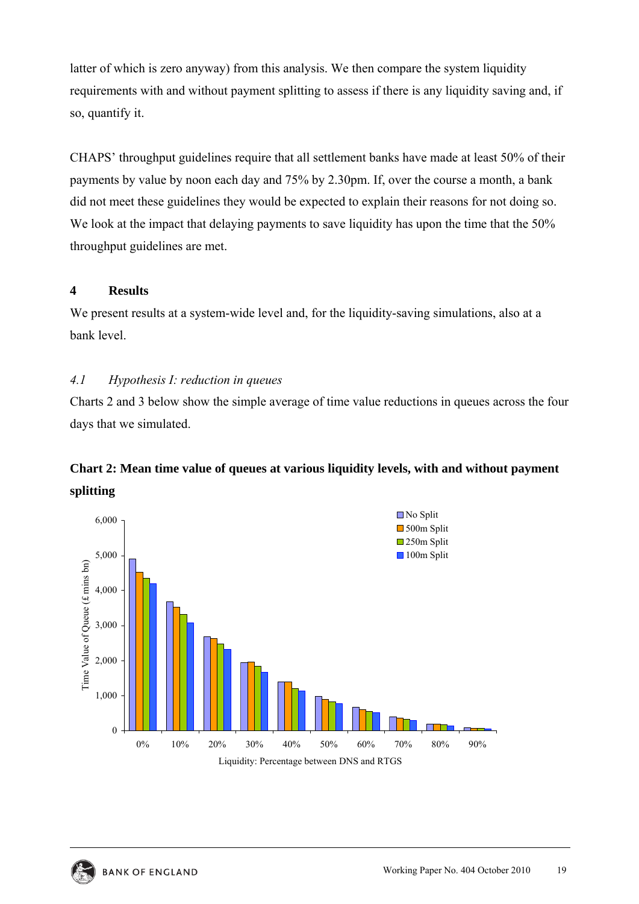latter of which is zero anyway) from this analysis. We then compare the system liquidity requirements with and without payment splitting to assess if there is any liquidity saving and, if so, quantify it.

CHAPS' throughput guidelines require that all settlement banks have made at least 50% of their payments by value by noon each day and 75% by 2.30pm. If, over the course a month, a bank did not meet these guidelines they would be expected to explain their reasons for not doing so. We look at the impact that delaying payments to save liquidity has upon the time that the 50% throughput guidelines are met.

## 4 Results

We present results at a system-wide level and, for the liquidity-saving simulations, also at a bank level.

### *4.1 Hypothesis I: reduction in queues*

Charts 2 and 3 below show the simple average of time value reductions in queues across the four days that we simulated.

**Chart 2: Mean time value of queues at various liquidity levels, with and without payment splitting**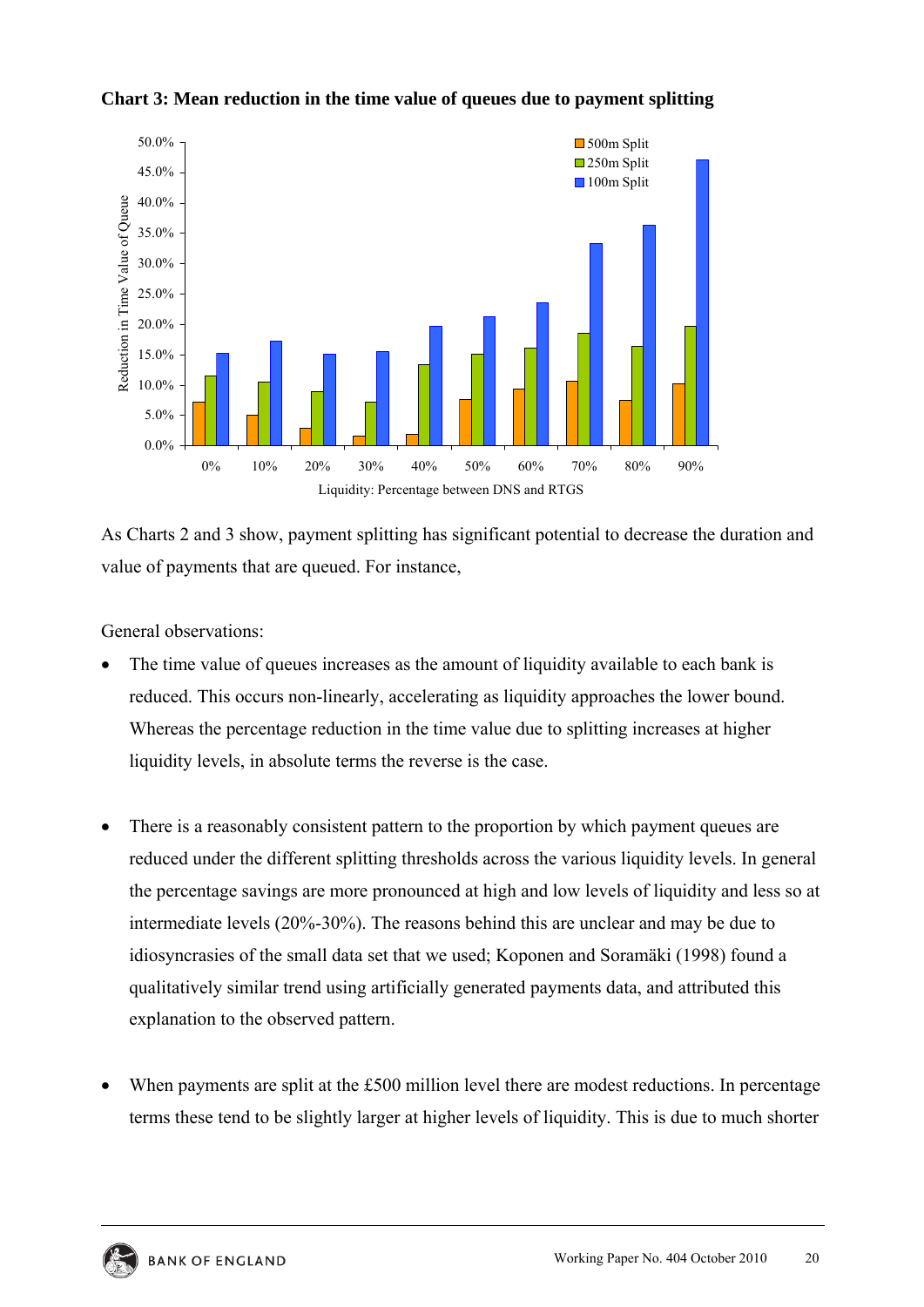**Chart 3: Mean reduction in the time value of queues due to payment splitting**

As Charts 2 and 3 show, payment splitting has significant potential to decrease the duration and value of payments that are queued. For instance,

General observations:

- The time value of queues increases as the amount of liquidity available to each bank is reduced. This occurs non-linearly, accelerating as liquidity approaches the lower bound. Whereas the percentage reduction in the time value due to splitting increases at higher liquidity levels, in absolute terms the reverse is the case.

- There is a reasonably consistent pattern to the proportion by which payment queues are reduced under the different splitting thresholds across the various liquidity levels. In general the percentage savings are more pronounced at high and low levels of liquidity and less so at intermediate levels (20%-30%). The reasons behind this are unclear and may be due to idiosyncrasies of the small data set that we used; Koponen and Soramäki (1998) found a qualitatively similar trend using artificially generated payments data, and attributed this explanation to the observed pattern.

- When payments are split at the £500 million level there are modest reductions. In percentage terms these tend to be slightly larger at higher levels of liquidity. This is due to much shorter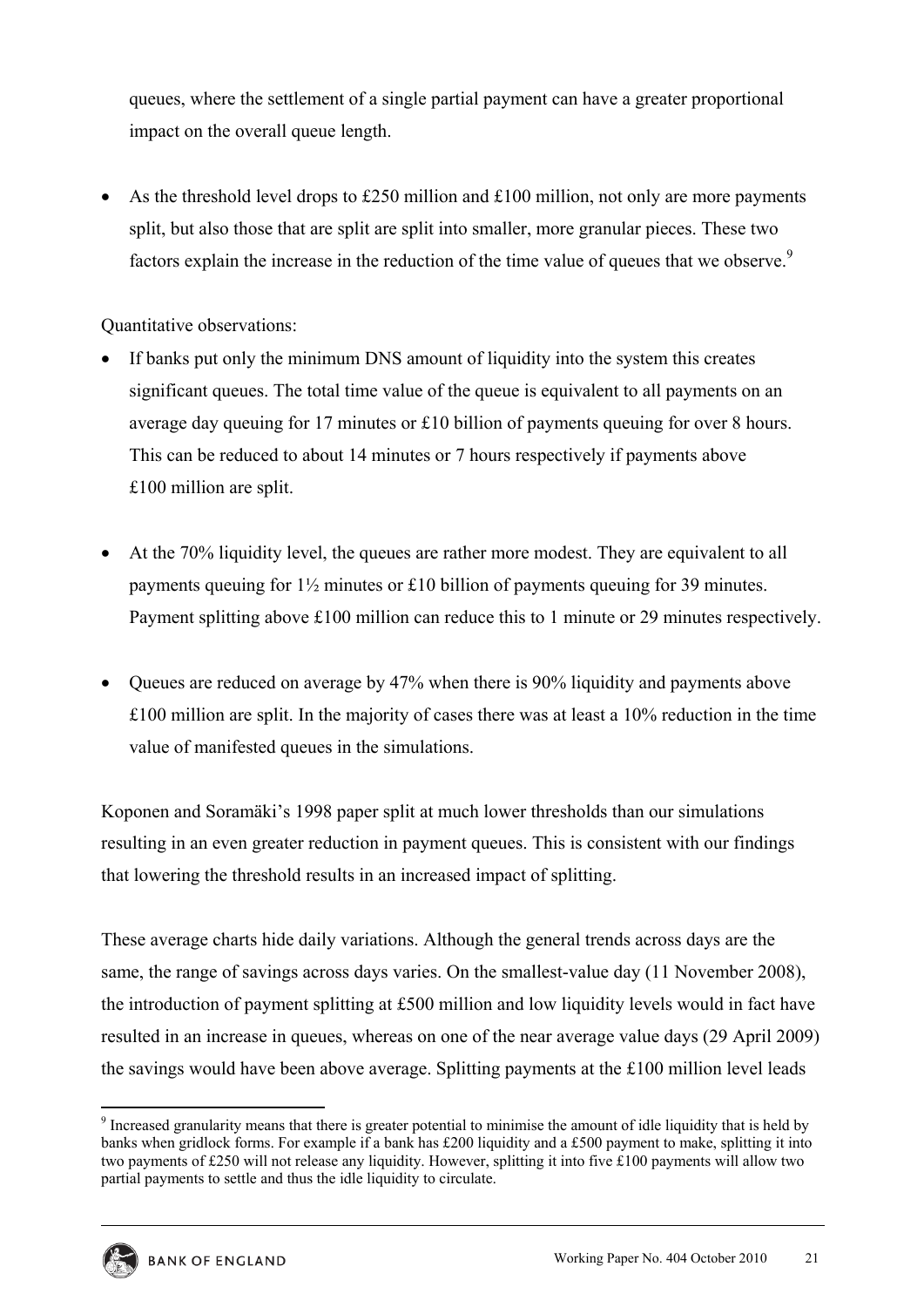queues, where the settlement of a single partial payment can have a greater proportional impact on the overall queue length.

- As the threshold level drops to £250 million and £100 million, not only are more payments split, but also those that are split are split into smaller, more granular pieces. These two factors explain the increase in the reduction of the time value of queues that we observe.[9]

Quantitative observations:

- If banks put only the minimum DNS amount of liquidity into the system this creates significant queues. The total time value of the queue is equivalent to all payments on an average day queuing for 17 minutes or £10 billion of payments queuing for over 8 hours. This can be reduced to about 14 minutes or 7 hours respectively if payments above £100 million are split.

- At the 70% liquidity level, the queues are rather more modest. They are equivalent to all payments queuing for 1½ minutes or £10 billion of payments queuing for 39 minutes. Payment splitting above £100 million can reduce this to 1 minute or 29 minutes respectively.

- Queues are reduced on average by 47% when there is 90% liquidity and payments above £100 million are split. In the majority of cases there was at least a 10% reduction in the time value of manifested queues in the simulations.

Koponen and Soramäki's 1998 paper split at much lower thresholds than our simulations resulting in an even greater reduction in payment queues. This is consistent with our findings that lowering the threshold results in an increased impact of splitting.

These average charts hide daily variations. Although the general trends across days are the same, the range of savings across days varies. On the smallest-value day (11 November 2008), the introduction of payment splitting at £500 million and low liquidity levels would in fact have resulted in an increase in queues, whereas on one of the near average value days (29 April 2009) the savings would have been above average. Splitting payments at the £100 million level leads

[9] Increased granularity means that there is greater potential to minimise the amount of idle liquidity that is held by banks when gridlock forms. For example if a bank has £200 liquidity and a £500 payment to make, splitting it into two payments of £250 will not release any liquidity. However, splitting it into five £100 payments will allow two partial payments to settle and thus the idle liquidity to circulate.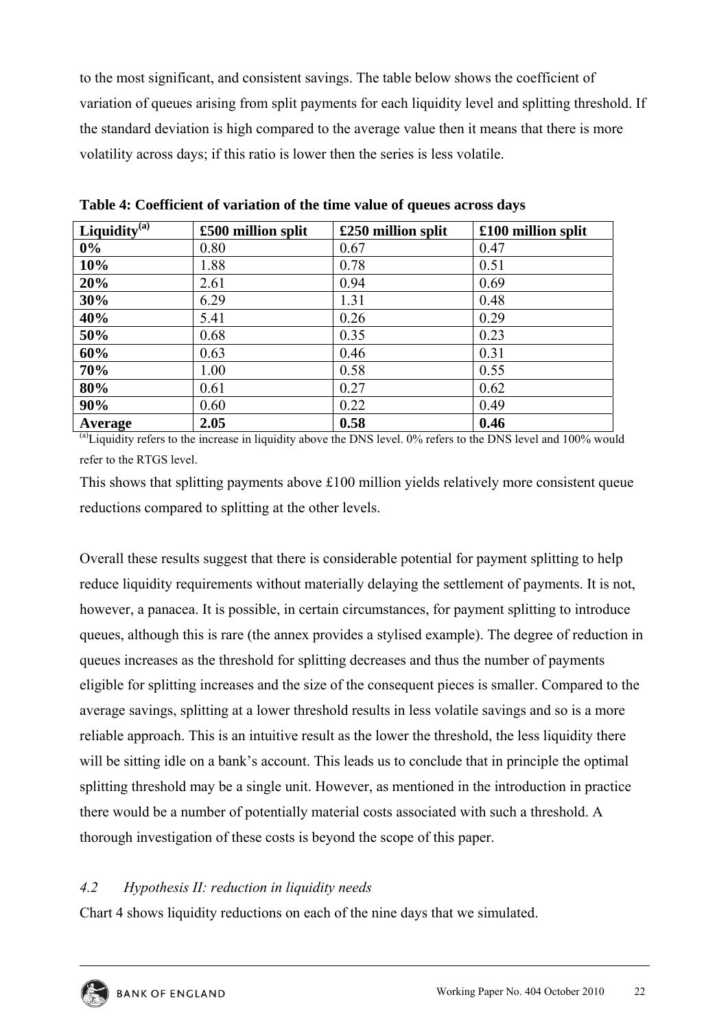to the most significant, and consistent savings. The table below shows the coefficient of variation of queues arising from split payments for each liquidity level and splitting threshold. If the standard deviation is high compared to the average value then it means that there is more volatility across days; if this ratio is lower then the series is less volatile.

**Table 4: Coefficient of variation of the time value of queues across days**

| Liquidity[(a)] | £500 million split | £250 million split | £100 million split |
|---|---|---|---|
| **0%** | 0.80 | 0.67 | 0.47 |
| **10%** | 1.88 | 0.78 | 0.51 |
| **20%** | 2.61 | 0.94 | 0.69 |
| **30%** | 6.29 | 1.31 | 0.48 |
| **40%** | 5.41 | 0.26 | 0.29 |
| **50%** | 0.68 | 0.35 | 0.23 |
| **60%** | 0.63 | 0.46 | 0.31 |
| **70%** | 1.00 | 0.58 | 0.55 |
| **80%** | 0.61 | 0.27 | 0.62 |
| **90%** | 0.60 | 0.22 | 0.49 |
| **Average** | **2.05** | **0.58** | **0.46** |

[(a)]Liquidity refers to the increase in liquidity above the DNS level. 0% refers to the DNS level and 100% would refer to the RTGS level.

This shows that splitting payments above £100 million yields relatively more consistent queue reductions compared to splitting at the other levels.

Overall these results suggest that there is considerable potential for payment splitting to help reduce liquidity requirements without materially delaying the settlement of payments. It is not, however, a panacea. It is possible, in certain circumstances, for payment splitting to introduce queues, although this is rare (the annex provides a stylised example). The degree of reduction in queues increases as the threshold for splitting decreases and thus the number of payments eligible for splitting increases and the size of the consequent pieces is smaller. Compared to the average savings, splitting at a lower threshold results in less volatile savings and so is a more reliable approach. This is an intuitive result as the lower the threshold, the less liquidity there will be sitting idle on a bank's account. This leads us to conclude that in principle the optimal splitting threshold may be a single unit. However, as mentioned in the introduction in practice there would be a number of potentially material costs associated with such a threshold. A thorough investigation of these costs is beyond the scope of this paper.

### *4.2 Hypothesis II: reduction in liquidity needs*

Chart 4 shows liquidity reductions on each of the nine days that we simulated.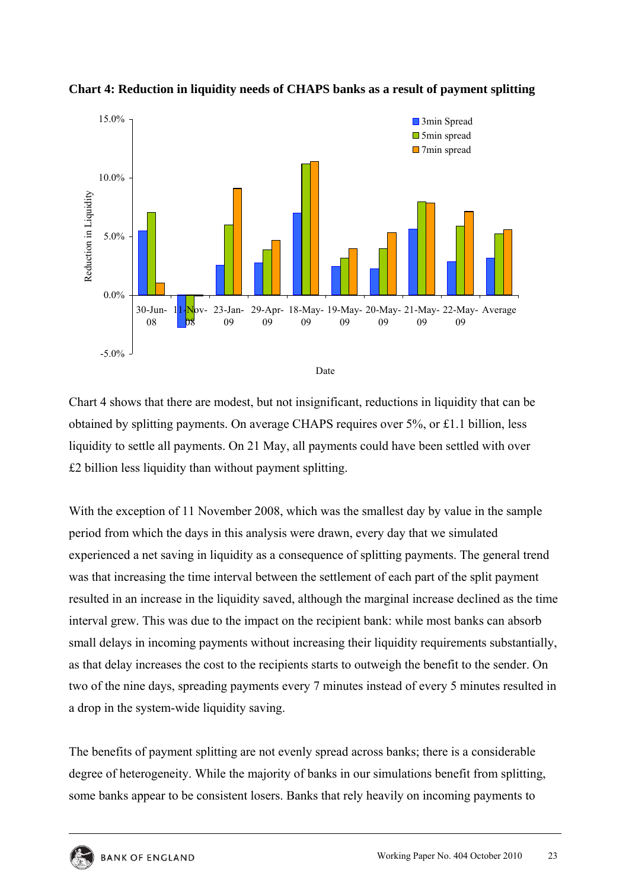**Chart 4: Reduction in liquidity needs of CHAPS banks as a result of payment splitting**

Chart 4 shows that there are modest, but not insignificant, reductions in liquidity that can be obtained by splitting payments. On average CHAPS requires over 5%, or £1.1 billion, less liquidity to settle all payments. On 21 May, all payments could have been settled with over £2 billion less liquidity than without payment splitting.

With the exception of 11 November 2008, which was the smallest day by value in the sample period from which the days in this analysis were drawn, every day that we simulated experienced a net saving in liquidity as a consequence of splitting payments. The general trend was that increasing the time interval between the settlement of each part of the split payment resulted in an increase in the liquidity saved, although the marginal increase declined as the time interval grew. This was due to the impact on the recipient bank: while most banks can absorb small delays in incoming payments without increasing their liquidity requirements substantially, as that delay increases the cost to the recipients starts to outweigh the benefit to the sender. On two of the nine days, spreading payments every 7 minutes instead of every 5 minutes resulted in a drop in the system-wide liquidity saving.

The benefits of payment splitting are not evenly spread across banks; there is a considerable degree of heterogeneity. While the majority of banks in our simulations benefit from splitting, some banks appear to be consistent losers. Banks that rely heavily on incoming payments to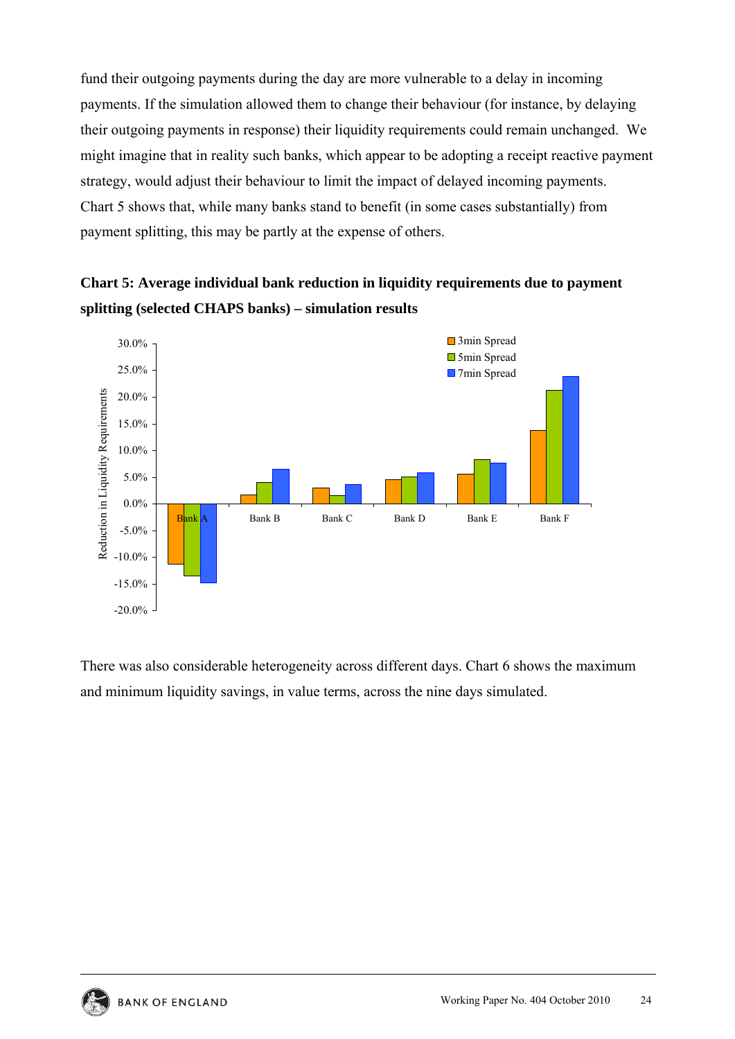fund their outgoing payments during the day are more vulnerable to a delay in incoming payments. If the simulation allowed them to change their behaviour (for instance, by delaying their outgoing payments in response) their liquidity requirements could remain unchanged. We might imagine that in reality such banks, which appear to be adopting a receipt reactive payment strategy, would adjust their behaviour to limit the impact of delayed incoming payments. Chart 5 shows that, while many banks stand to benefit (in some cases substantially) from payment splitting, this may be partly at the expense of others.

**Chart 5: Average individual bank reduction in liquidity requirements due to payment splitting (selected CHAPS banks) – simulation results**

There was also considerable heterogeneity across different days. Chart 6 shows the maximum and minimum liquidity savings, in value terms, across the nine days simulated.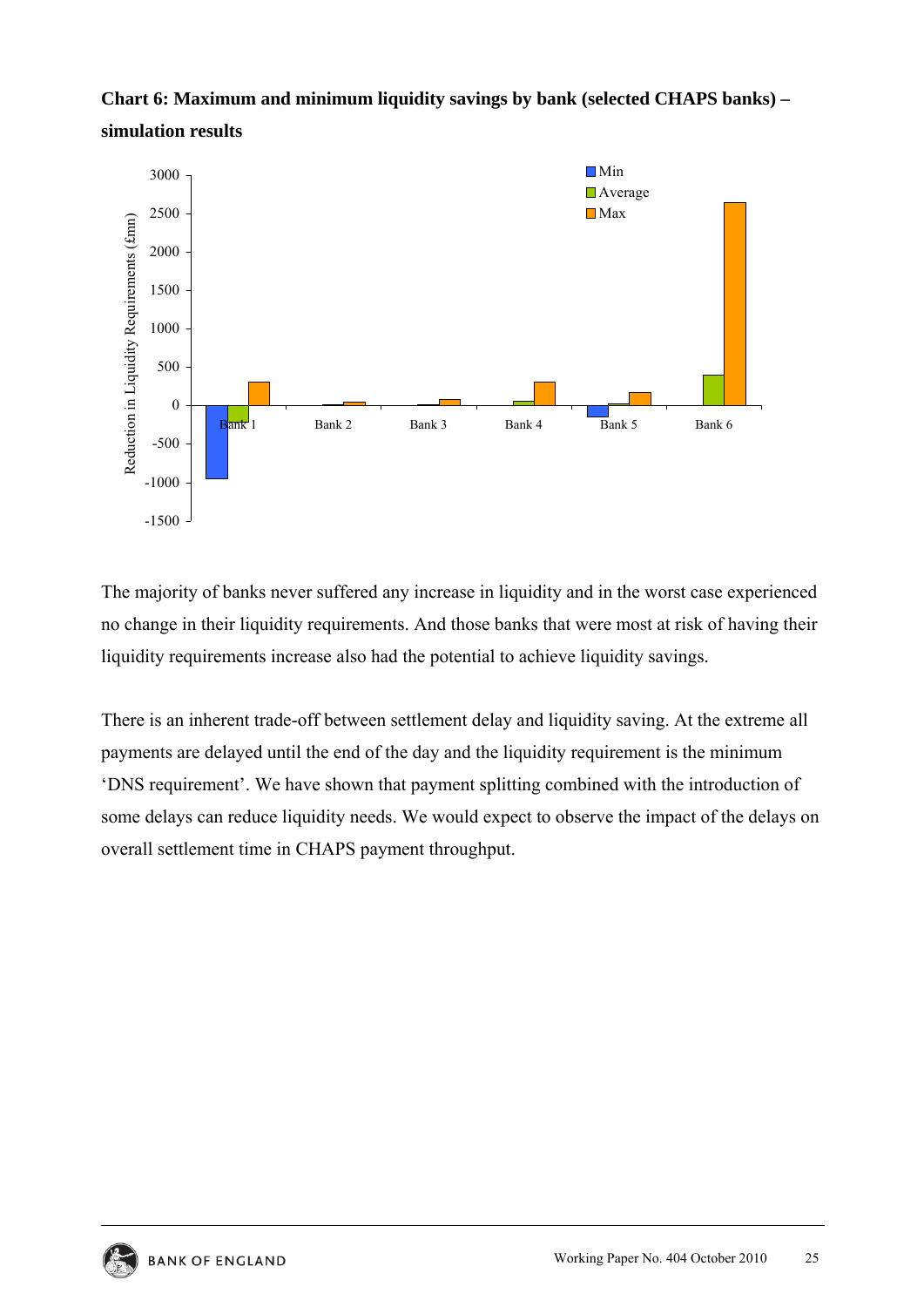**Chart 6: Maximum and minimum liquidity savings by bank (selected CHAPS banks) – simulation results**

The majority of banks never suffered any increase in liquidity and in the worst case experienced no change in their liquidity requirements. And those banks that were most at risk of having their liquidity requirements increase also had the potential to achieve liquidity savings.

There is an inherent trade-off between settlement delay and liquidity saving. At the extreme all payments are delayed until the end of the day and the liquidity requirement is the minimum 'DNS requirement'. We have shown that payment splitting combined with the introduction of some delays can reduce liquidity needs. We would expect to observe the impact of the delays on overall settlement time in CHAPS payment throughput.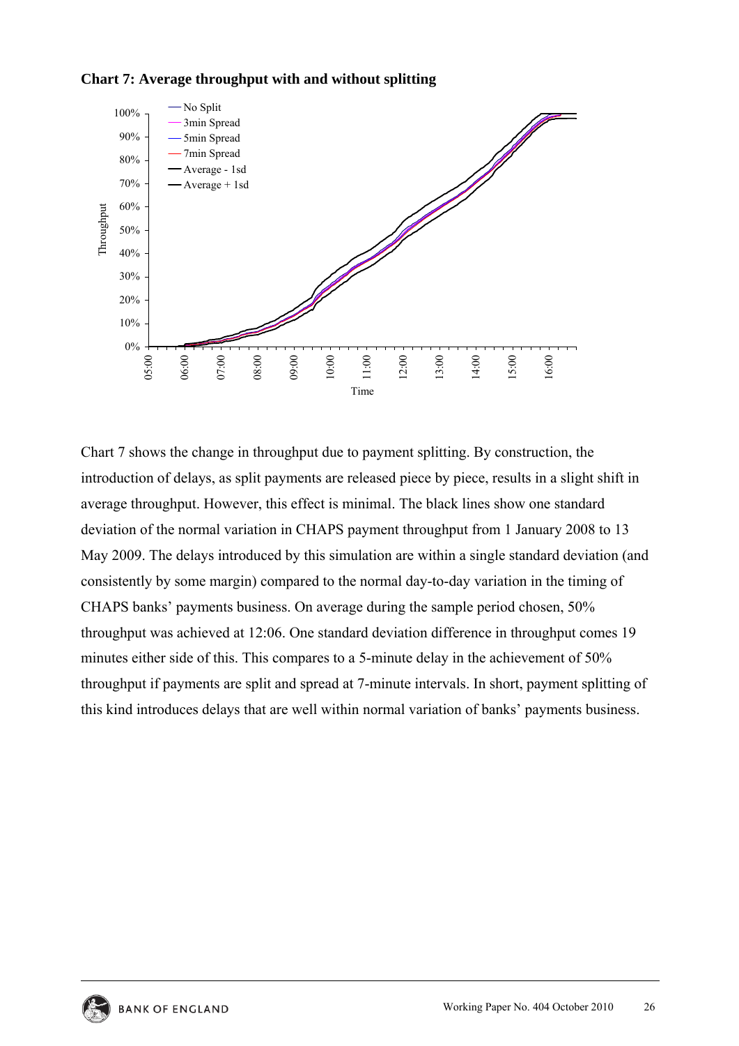**Chart 7: Average throughput with and without splitting**

Chart 7 shows the change in throughput due to payment splitting. By construction, the introduction of delays, as split payments are released piece by piece, results in a slight shift in average throughput. However, this effect is minimal. The black lines show one standard deviation of the normal variation in CHAPS payment throughput from 1 January 2008 to 13 May 2009. The delays introduced by this simulation are within a single standard deviation (and consistently by some margin) compared to the normal day-to-day variation in the timing of CHAPS banks' payments business. On average during the sample period chosen, 50% throughput was achieved at 12:06. One standard deviation difference in throughput comes 19 minutes either side of this. This compares to a 5-minute delay in the achievement of 50% throughput if payments are split and spread at 7-minute intervals. In short, payment splitting of this kind introduces delays that are well within normal variation of banks' payments business.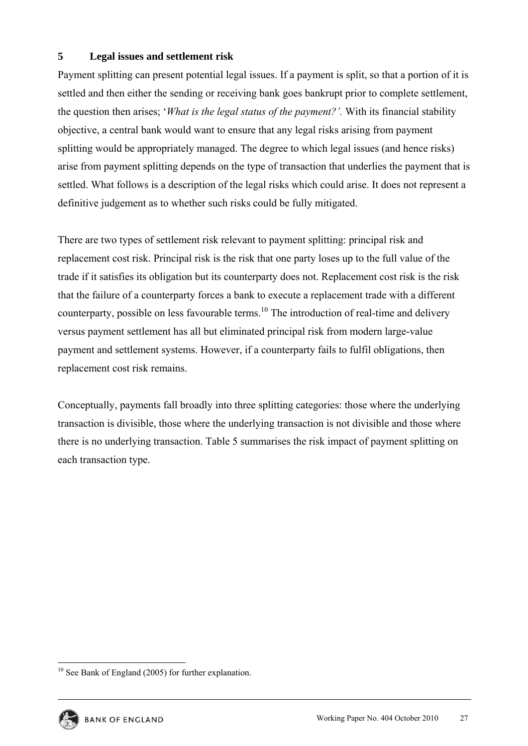## 5 Legal issues and settlement risk

Payment splitting can present potential legal issues. If a payment is split, so that a portion of it is settled and then either the sending or receiving bank goes bankrupt prior to complete settlement, the question then arises; '*What is the legal status of the payment?'.* With its financial stability objective, a central bank would want to ensure that any legal risks arising from payment splitting would be appropriately managed. The degree to which legal issues (and hence risks) arise from payment splitting depends on the type of transaction that underlies the payment that is settled. What follows is a description of the legal risks which could arise. It does not represent a definitive judgement as to whether such risks could be fully mitigated.

There are two types of settlement risk relevant to payment splitting: principal risk and replacement cost risk. Principal risk is the risk that one party loses up to the full value of the trade if it satisfies its obligation but its counterparty does not. Replacement cost risk is the risk that the failure of a counterparty forces a bank to execute a replacement trade with a different counterparty, possible on less favourable terms.[10] The introduction of real-time and delivery versus payment settlement has all but eliminated principal risk from modern large-value payment and settlement systems. However, if a counterparty fails to fulfil obligations, then replacement cost risk remains.

Conceptually, payments fall broadly into three splitting categories: those where the underlying transaction is divisible, those where the underlying transaction is not divisible and those where there is no underlying transaction. Table 5 summarises the risk impact of payment splitting on each transaction type.

[10] See Bank of England (2005) for further explanation.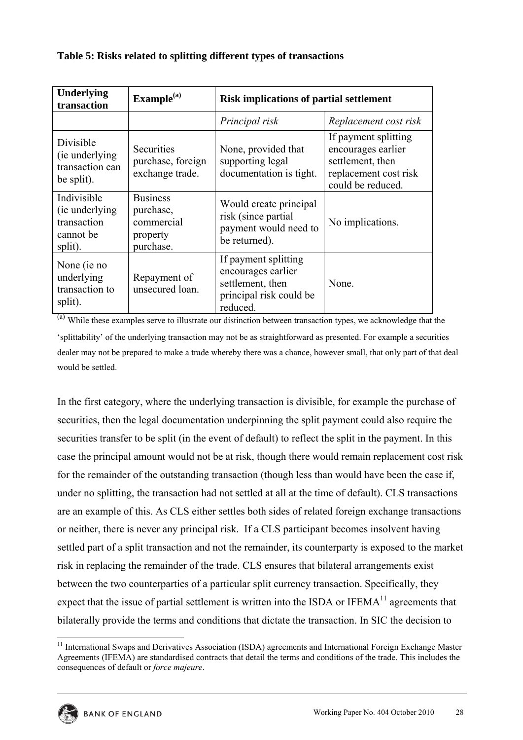**Table 5: Risks related to splitting different types of transactions**

| Underlying transaction | Example[(a)] | Risk implications of partial settlement | |
|---|---|---|---|
| | | *Principal risk* | *Replacement cost risk* |
| Divisible (ie underlying transaction can be split). | Securities purchase, foreign exchange trade. | None, provided that supporting legal documentation is tight. | If payment splitting encourages earlier settlement, then replacement cost risk could be reduced. |
| Indivisible (ie underlying transaction cannot be split). | Business purchase, commercial property purchase. | Would create principal risk (since partial payment would need to be returned). | No implications. |
| None (ie no underlying transaction to split). | Repayment of unsecured loan. | If payment splitting encourages earlier settlement, then principal risk could be reduced. | None. |

[(a)] While these examples serve to illustrate our distinction between transaction types, we acknowledge that the 'splittability' of the underlying transaction may not be as straightforward as presented. For example a securities dealer may not be prepared to make a trade whereby there was a chance, however small, that only part of that deal would be settled.

In the first category, where the underlying transaction is divisible, for example the purchase of securities, then the legal documentation underpinning the split payment could also require the securities transfer to be split (in the event of default) to reflect the split in the payment. In this case the principal amount would not be at risk, though there would remain replacement cost risk for the remainder of the outstanding transaction (though less than would have been the case if, under no splitting, the transaction had not settled at all at the time of default). CLS transactions are an example of this. As CLS either settles both sides of related foreign exchange transactions or neither, there is never any principal risk. If a CLS participant becomes insolvent having settled part of a split transaction and not the remainder, its counterparty is exposed to the market risk in replacing the remainder of the trade. CLS ensures that bilateral arrangements exist between the two counterparties of a particular split currency transaction. Specifically, they expect that the issue of partial settlement is written into the ISDA or IFEMA[11] agreements that bilaterally provide the terms and conditions that dictate the transaction. In SIC the decision to

[11] International Swaps and Derivatives Association (ISDA) agreements and International Foreign Exchange Master Agreements (IFEMA) are standardised contracts that detail the terms and conditions of the trade. This includes the consequences of default or *force majeure*.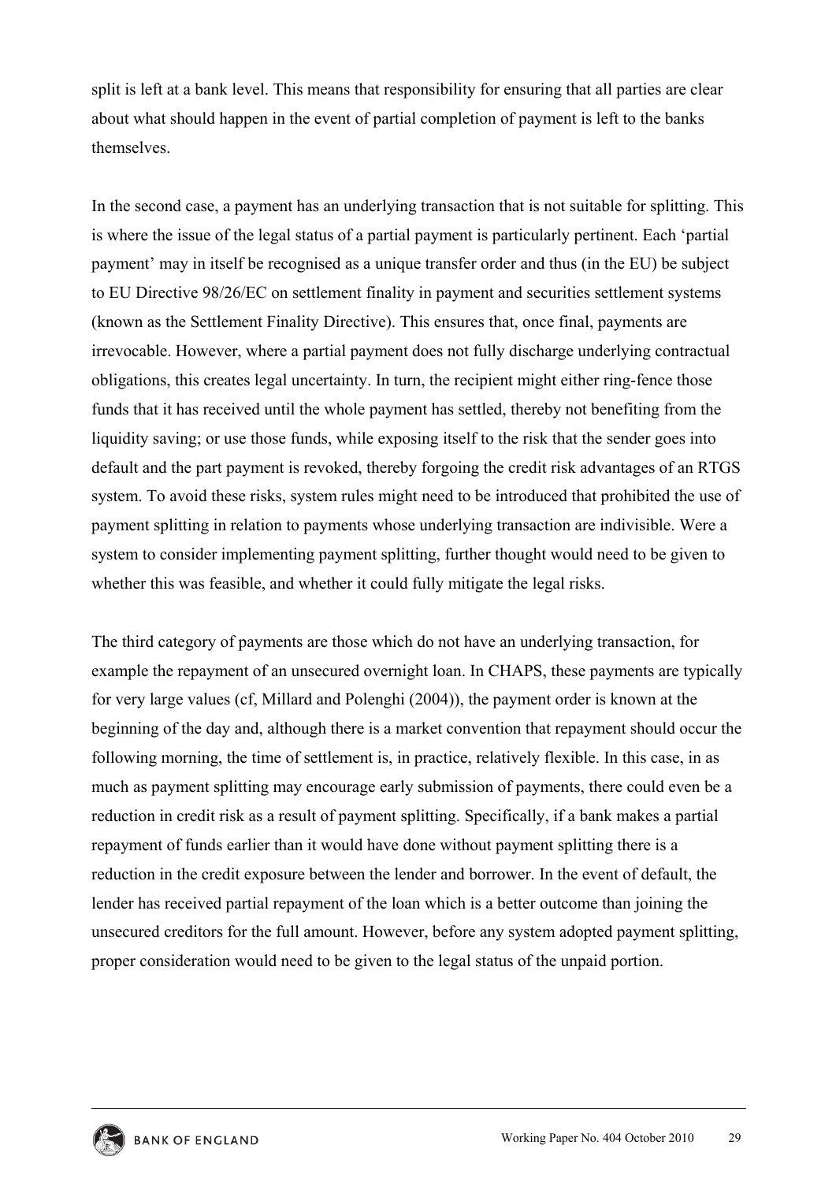split is left at a bank level. This means that responsibility for ensuring that all parties are clear about what should happen in the event of partial completion of payment is left to the banks themselves.

In the second case, a payment has an underlying transaction that is not suitable for splitting. This is where the issue of the legal status of a partial payment is particularly pertinent. Each 'partial payment' may in itself be recognised as a unique transfer order and thus (in the EU) be subject to EU Directive 98/26/EC on settlement finality in payment and securities settlement systems (known as the Settlement Finality Directive). This ensures that, once final, payments are irrevocable. However, where a partial payment does not fully discharge underlying contractual obligations, this creates legal uncertainty. In turn, the recipient might either ring-fence those funds that it has received until the whole payment has settled, thereby not benefiting from the liquidity saving; or use those funds, while exposing itself to the risk that the sender goes into default and the part payment is revoked, thereby forgoing the credit risk advantages of an RTGS system. To avoid these risks, system rules might need to be introduced that prohibited the use of payment splitting in relation to payments whose underlying transaction are indivisible. Were a system to consider implementing payment splitting, further thought would need to be given to whether this was feasible, and whether it could fully mitigate the legal risks.

The third category of payments are those which do not have an underlying transaction, for example the repayment of an unsecured overnight loan. In CHAPS, these payments are typically for very large values (cf, Millard and Polenghi (2004)), the payment order is known at the beginning of the day and, although there is a market convention that repayment should occur the following morning, the time of settlement is, in practice, relatively flexible. In this case, in as much as payment splitting may encourage early submission of payments, there could even be a reduction in credit risk as a result of payment splitting. Specifically, if a bank makes a partial repayment of funds earlier than it would have done without payment splitting there is a reduction in the credit exposure between the lender and borrower. In the event of default, the lender has received partial repayment of the loan which is a better outcome than joining the unsecured creditors for the full amount. However, before any system adopted payment splitting, proper consideration would need to be given to the legal status of the unpaid portion.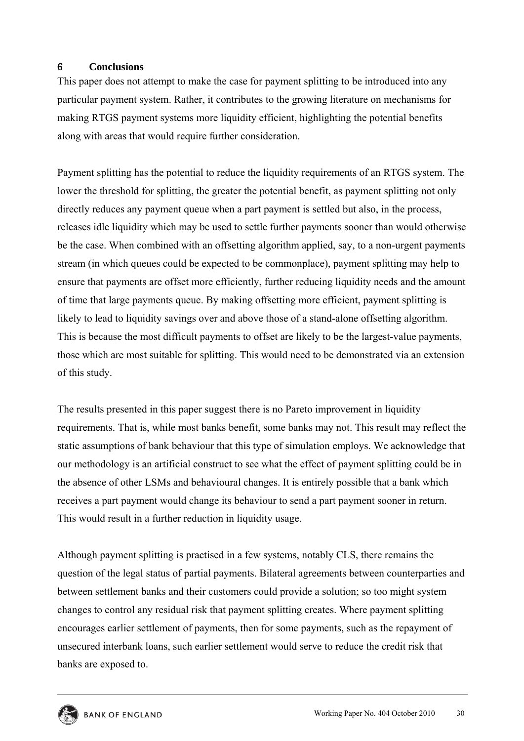## 6 Conclusions

This paper does not attempt to make the case for payment splitting to be introduced into any particular payment system. Rather, it contributes to the growing literature on mechanisms for making RTGS payment systems more liquidity efficient, highlighting the potential benefits along with areas that would require further consideration.

Payment splitting has the potential to reduce the liquidity requirements of an RTGS system. The lower the threshold for splitting, the greater the potential benefit, as payment splitting not only directly reduces any payment queue when a part payment is settled but also, in the process, releases idle liquidity which may be used to settle further payments sooner than would otherwise be the case. When combined with an offsetting algorithm applied, say, to a non-urgent payments stream (in which queues could be expected to be commonplace), payment splitting may help to ensure that payments are offset more efficiently, further reducing liquidity needs and the amount of time that large payments queue. By making offsetting more efficient, payment splitting is likely to lead to liquidity savings over and above those of a stand-alone offsetting algorithm. This is because the most difficult payments to offset are likely to be the largest-value payments, those which are most suitable for splitting. This would need to be demonstrated via an extension of this study.

The results presented in this paper suggest there is no Pareto improvement in liquidity requirements. That is, while most banks benefit, some banks may not. This result may reflect the static assumptions of bank behaviour that this type of simulation employs. We acknowledge that our methodology is an artificial construct to see what the effect of payment splitting could be in the absence of other LSMs and behavioural changes. It is entirely possible that a bank which receives a part payment would change its behaviour to send a part payment sooner in return. This would result in a further reduction in liquidity usage.

Although payment splitting is practised in a few systems, notably CLS, there remains the question of the legal status of partial payments. Bilateral agreements between counterparties and between settlement banks and their customers could provide a solution; so too might system changes to control any residual risk that payment splitting creates. Where payment splitting encourages earlier settlement of payments, then for some payments, such as the repayment of unsecured interbank loans, such earlier settlement would serve to reduce the credit risk that banks are exposed to.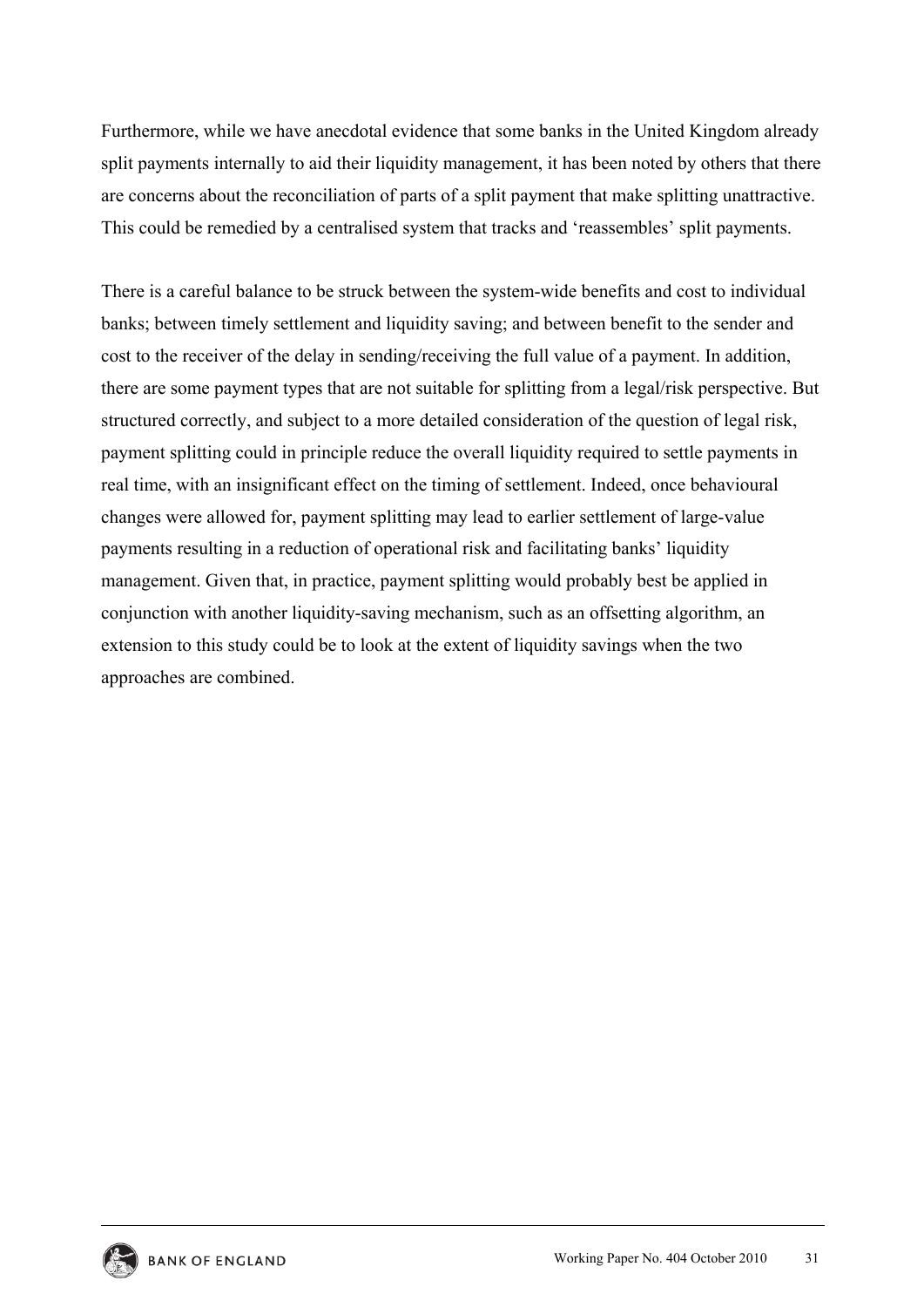Furthermore, while we have anecdotal evidence that some banks in the United Kingdom already split payments internally to aid their liquidity management, it has been noted by others that there are concerns about the reconciliation of parts of a split payment that make splitting unattractive. This could be remedied by a centralised system that tracks and 'reassembles' split payments.

There is a careful balance to be struck between the system-wide benefits and cost to individual banks; between timely settlement and liquidity saving; and between benefit to the sender and cost to the receiver of the delay in sending/receiving the full value of a payment. In addition, there are some payment types that are not suitable for splitting from a legal/risk perspective. But structured correctly, and subject to a more detailed consideration of the question of legal risk, payment splitting could in principle reduce the overall liquidity required to settle payments in real time, with an insignificant effect on the timing of settlement. Indeed, once behavioural changes were allowed for, payment splitting may lead to earlier settlement of large-value payments resulting in a reduction of operational risk and facilitating banks' liquidity management. Given that, in practice, payment splitting would probably best be applied in conjunction with another liquidity-saving mechanism, such as an offsetting algorithm, an extension to this study could be to look at the extent of liquidity savings when the two approaches are combined.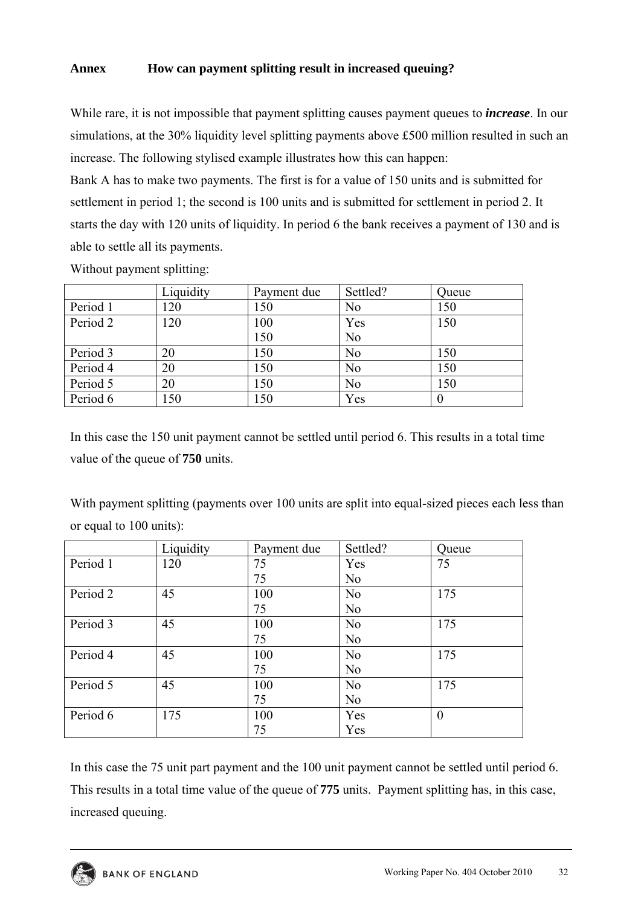## Annex How can payment splitting result in increased queuing?

While rare, it is not impossible that payment splitting causes payment queues to ***increase***. In our simulations, at the 30% liquidity level splitting payments above £500 million resulted in such an increase. The following stylised example illustrates how this can happen:

Bank A has to make two payments. The first is for a value of 150 units and is submitted for settlement in period 1; the second is 100 units and is submitted for settlement in period 2. It starts the day with 120 units of liquidity. In period 6 the bank receives a payment of 130 and is able to settle all its payments.

Without payment splitting:

| | Liquidity | Payment due | Settled? | Queue |
|---|---|---|---|---|
| Period 1 | 120 | 150 | No | 150 |
| Period 2 | 120 | 100<br>150 | Yes<br>No | 150 |
| Period 3 | 20 | 150 | No | 150 |
| Period 4 | 20 | 150 | No | 150 |
| Period 5 | 20 | 150 | No | 150 |
| Period 6 | 150 | 150 | Yes | 0 |

In this case the 150 unit payment cannot be settled until period 6. This results in a total time value of the queue of **750** units.

With payment splitting (payments over 100 units are split into equal-sized pieces each less than or equal to 100 units):

| | Liquidity | Payment due | Settled? | Queue |
|---|---|---|---|---|
| Period 1 | 120 | 75<br>75 | Yes<br>No | 75 |
| Period 2 | 45 | 100<br>75 | No<br>No | 175 |
| Period 3 | 45 | 100<br>75 | No<br>No | 175 |
| Period 4 | 45 | 100<br>75 | No<br>No | 175 |
| Period 5 | 45 | 100<br>75 | No<br>No | 175 |
| Period 6 | 175 | 100<br>75 | Yes<br>Yes | 0 |

In this case the 75 unit part payment and the 100 unit payment cannot be settled until period 6. This results in a total time value of the queue of **775** units. Payment splitting has, in this case, increased queuing.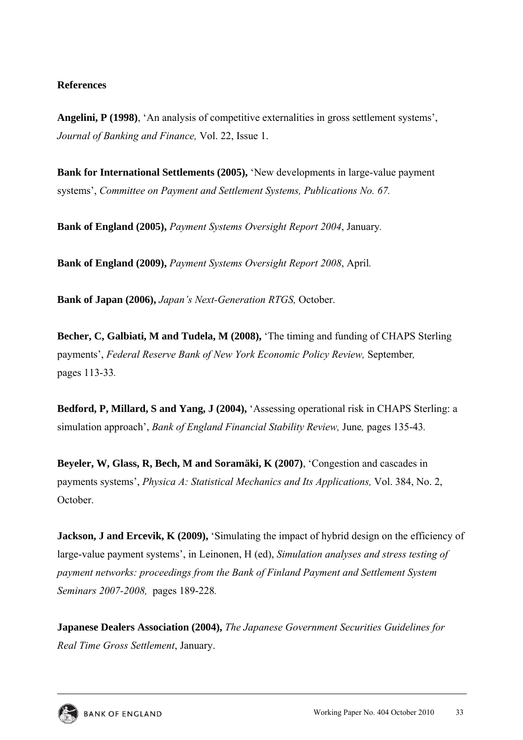**References**

**Angelini, P (1998)**, 'An analysis of competitive externalities in gross settlement systems', *Journal of Banking and Finance,* Vol. 22, Issue 1.

**Bank for International Settlements (2005),** 'New developments in large-value payment systems', *Committee on Payment and Settlement Systems, Publications No. 67.*

**Bank of England (2005),** *Payment Systems Oversight Report 2004*, January.

**Bank of England (2009),** *Payment Systems Oversight Report 2008*, April.

**Bank of Japan (2006),** *Japan's Next-Generation RTGS,* October.

**Becher, C, Galbiati, M and Tudela, M (2008),** 'The timing and funding of CHAPS Sterling payments', *Federal Reserve Bank of New York Economic Policy Review,* September, pages 113-33.

**Bedford, P, Millard, S and Yang, J (2004),** 'Assessing operational risk in CHAPS Sterling: a simulation approach', *Bank of England Financial Stability Review,* June, pages 135-43.

**Beyeler, W, Glass, R, Bech, M and Soramäki, K (2007)**, 'Congestion and cascades in payments systems', *Physica A: Statistical Mechanics and Its Applications,* Vol. 384, No. 2, October.

**Jackson, J and Ercevik, K (2009),** 'Simulating the impact of hybrid design on the efficiency of large-value payment systems', in Leinonen, H (ed), *Simulation analyses and stress testing of payment networks: proceedings from the Bank of Finland Payment and Settlement System Seminars 2007-2008,* pages 189-228.

**Japanese Dealers Association (2004),** *The Japanese Government Securities Guidelines for Real Time Gross Settlement*, January.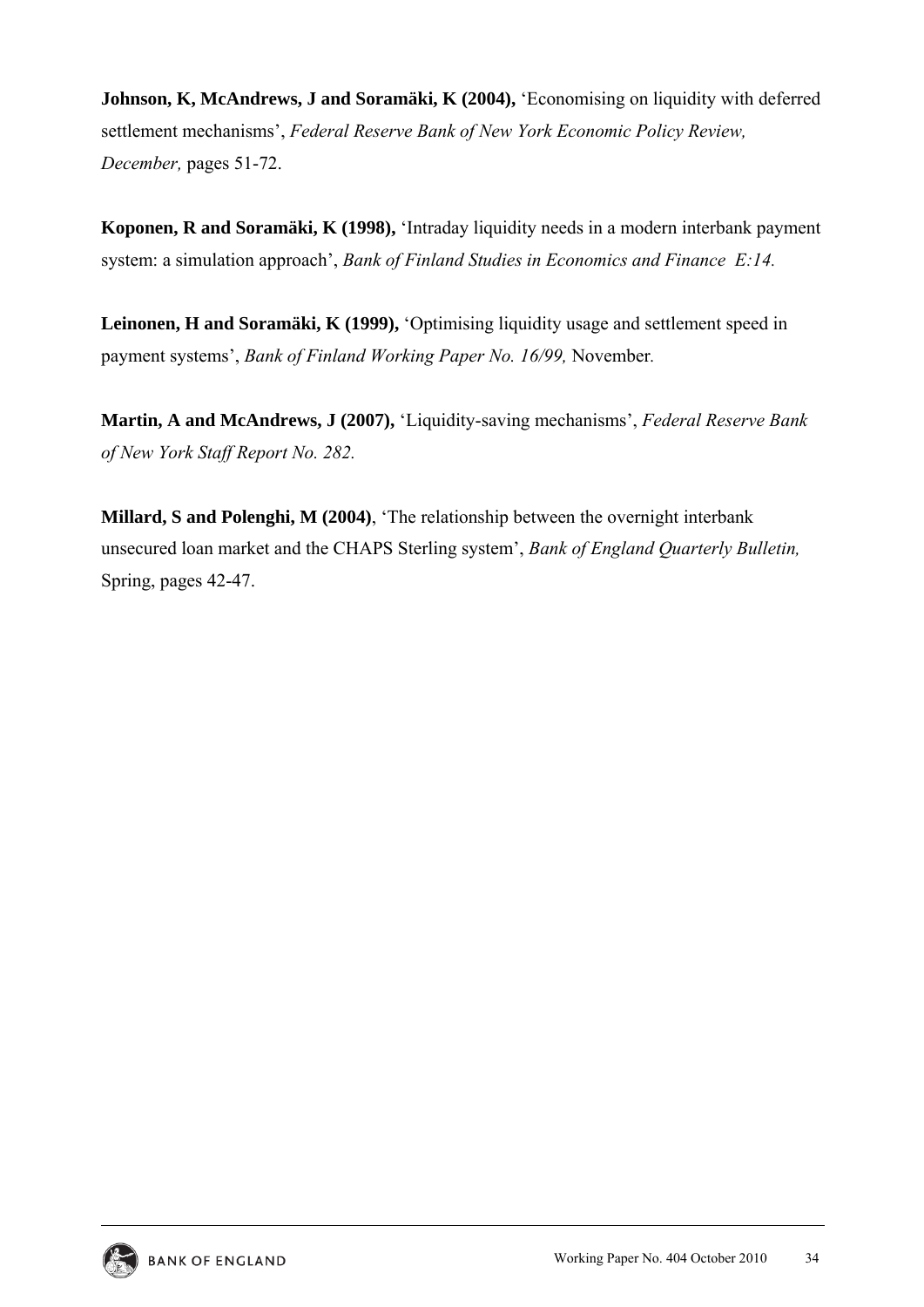**Johnson, K, McAndrews, J and Soramäki, K (2004),** 'Economising on liquidity with deferred settlement mechanisms', *Federal Reserve Bank of New York Economic Policy Review, December,* pages 51-72.

**Koponen, R and Soramäki, K (1998),** 'Intraday liquidity needs in a modern interbank payment system: a simulation approach', *Bank of Finland Studies in Economics and Finance E:14.*

**Leinonen, H and Soramäki, K (1999),** 'Optimising liquidity usage and settlement speed in payment systems', *Bank of Finland Working Paper No. 16/99,* November.

**Martin, A and McAndrews, J (2007),** 'Liquidity-saving mechanisms', *Federal Reserve Bank of New York Staff Report No. 282.*

**Millard, S and Polenghi, M (2004)**, 'The relationship between the overnight interbank unsecured loan market and the CHAPS Sterling system', *Bank of England Quarterly Bulletin,* Spring, pages 42-47.